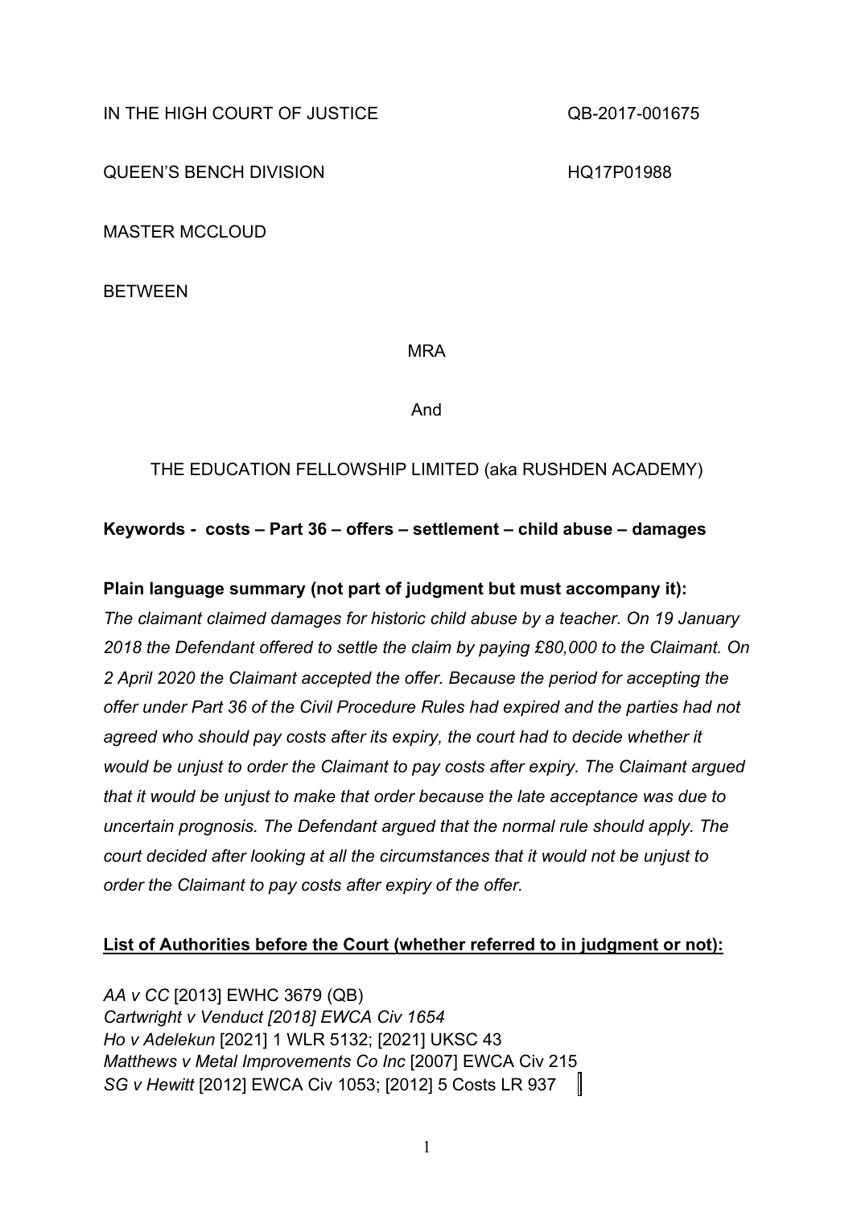IN THE HIGH COURT OF JUSTICE QB-2017-001675

QUEEN'S BENCH DIVISION HQ17P01988

MASTER MCCLOUD

BETWEEN

MRA

And

THE EDUCATION FELLOWSHIP LIMITED (aka RUSHDEN ACADEMY)

**Keywords - costs – Part 36 – offers – settlement – child abuse – damages**

**Plain language summary (not part of judgment but must accompany it):**

*The claimant claimed damages for historic child abuse by a teacher. On 19 January 2018 the Defendant offered to settle the claim by paying £80,000 to the Claimant. On 2 April 2020 the Claimant accepted the offer. Because the period for accepting the offer under Part 36 of the Civil Procedure Rules had expired and the parties had not agreed who should pay costs after its expiry, the court had to decide whether it would be unjust to order the Claimant to pay costs after expiry. The Claimant argued that it would be unjust to make that order because the late acceptance was due to uncertain prognosis. The Defendant argued that the normal rule should apply. The court decided after looking at all the circumstances that it would not be unjust to order the Claimant to pay costs after expiry of the offer.*

**List of Authorities before the Court (whether referred to in judgment or not):**

*AA v CC* [2013] EWHC 3679 (QB)
*Cartwright v Venduct [2018] EWCA Civ 1654*
*Ho v Adelekun* [2021] 1 WLR 5132; [2021] UKSC 43
*Matthews v Metal Improvements Co Inc* [2007] EWCA Civ 215
*SG v Hewitt* [2012] EWCA Civ 1053; [2012] 5 Costs LR 937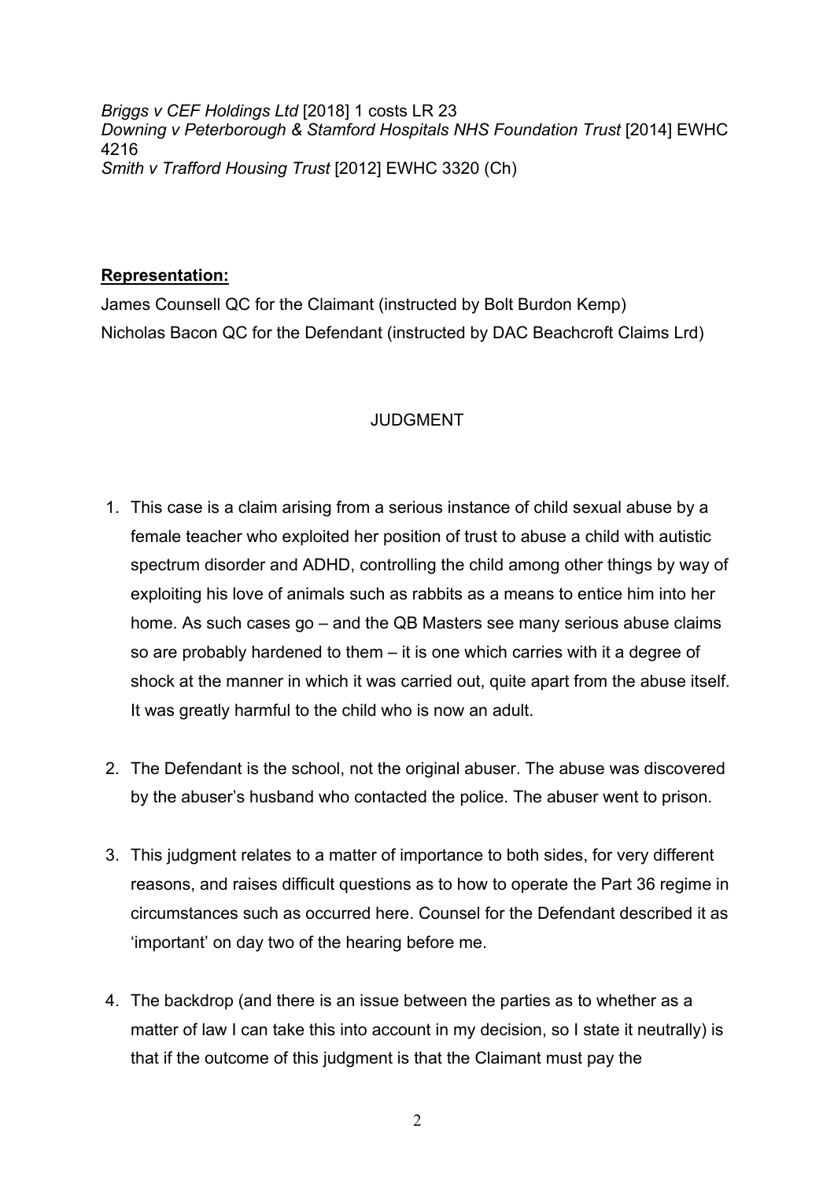*Briggs v CEF Holdings Ltd* [2018] 1 costs LR 23
*Downing v Peterborough & Stamford Hospitals NHS Foundation Trust* [2014] EWHC 4216
*Smith v Trafford Housing Trust* [2012] EWHC 3320 (Ch)

**Representation:**

James Counsell QC for the Claimant (instructed by Bolt Burdon Kemp)
Nicholas Bacon QC for the Defendant (instructed by DAC Beachcroft Claims Lrd)

JUDGMENT

1. This case is a claim arising from a serious instance of child sexual abuse by a female teacher who exploited her position of trust to abuse a child with autistic spectrum disorder and ADHD, controlling the child among other things by way of exploiting his love of animals such as rabbits as a means to entice him into her home. As such cases go – and the QB Masters see many serious abuse claims so are probably hardened to them – it is one which carries with it a degree of shock at the manner in which it was carried out, quite apart from the abuse itself. It was greatly harmful to the child who is now an adult.

2. The Defendant is the school, not the original abuser. The abuse was discovered by the abuser's husband who contacted the police. The abuser went to prison.

3. This judgment relates to a matter of importance to both sides, for very different reasons, and raises difficult questions as to how to operate the Part 36 regime in circumstances such as occurred here. Counsel for the Defendant described it as 'important' on day two of the hearing before me.

4. The backdrop (and there is an issue between the parties as to whether as a matter of law I can take this into account in my decision, so I state it neutrally) is that if the outcome of this judgment is that the Claimant must pay the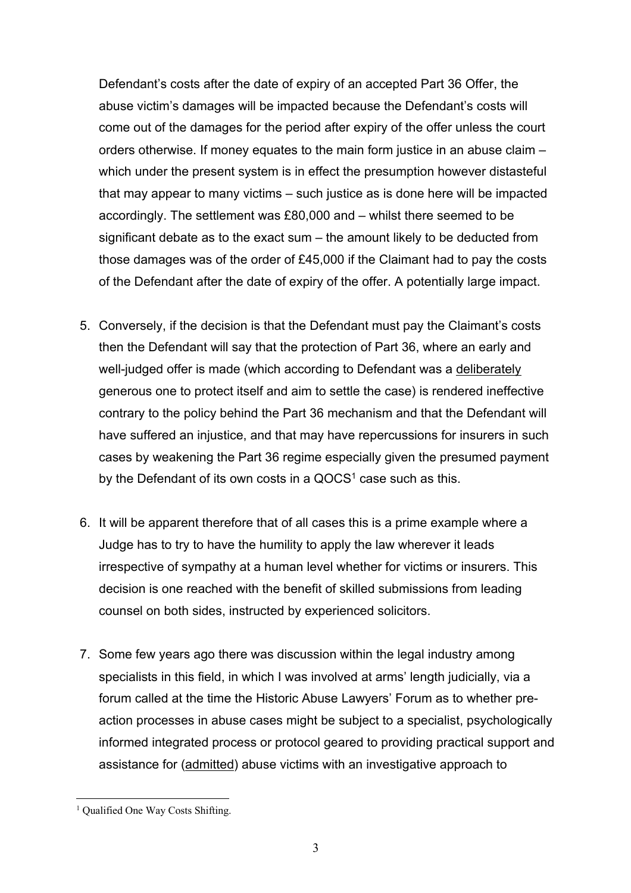Defendant's costs after the date of expiry of an accepted Part 36 Offer, the abuse victim's damages will be impacted because the Defendant's costs will come out of the damages for the period after expiry of the offer unless the court orders otherwise. If money equates to the main form justice in an abuse claim – which under the present system is in effect the presumption however distasteful that may appear to many victims – such justice as is done here will be impacted accordingly. The settlement was £80,000 and – whilst there seemed to be significant debate as to the exact sum – the amount likely to be deducted from those damages was of the order of £45,000 if the Claimant had to pay the costs of the Defendant after the date of expiry of the offer. A potentially large impact.

5. Conversely, if the decision is that the Defendant must pay the Claimant's costs then the Defendant will say that the protection of Part 36, where an early and well-judged offer is made (which according to Defendant was a <u>deliberately</u> generous one to protect itself and aim to settle the case) is rendered ineffective contrary to the policy behind the Part 36 mechanism and that the Defendant will have suffered an injustice, and that may have repercussions for insurers in such cases by weakening the Part 36 regime especially given the presumed payment by the Defendant of its own costs in a QOCS[1] case such as this.

6. It will be apparent therefore that of all cases this is a prime example where a Judge has to try to have the humility to apply the law wherever it leads irrespective of sympathy at a human level whether for victims or insurers. This decision is one reached with the benefit of skilled submissions from leading counsel on both sides, instructed by experienced solicitors.

7. Some few years ago there was discussion within the legal industry among specialists in this field, in which I was involved at arms' length judicially, via a forum called at the time the Historic Abuse Lawyers' Forum as to whether pre-action processes in abuse cases might be subject to a specialist, psychologically informed integrated process or protocol geared to providing practical support and assistance for (<u>admitted</u>) abuse victims with an investigative approach to

[1] Qualified One Way Costs Shifting.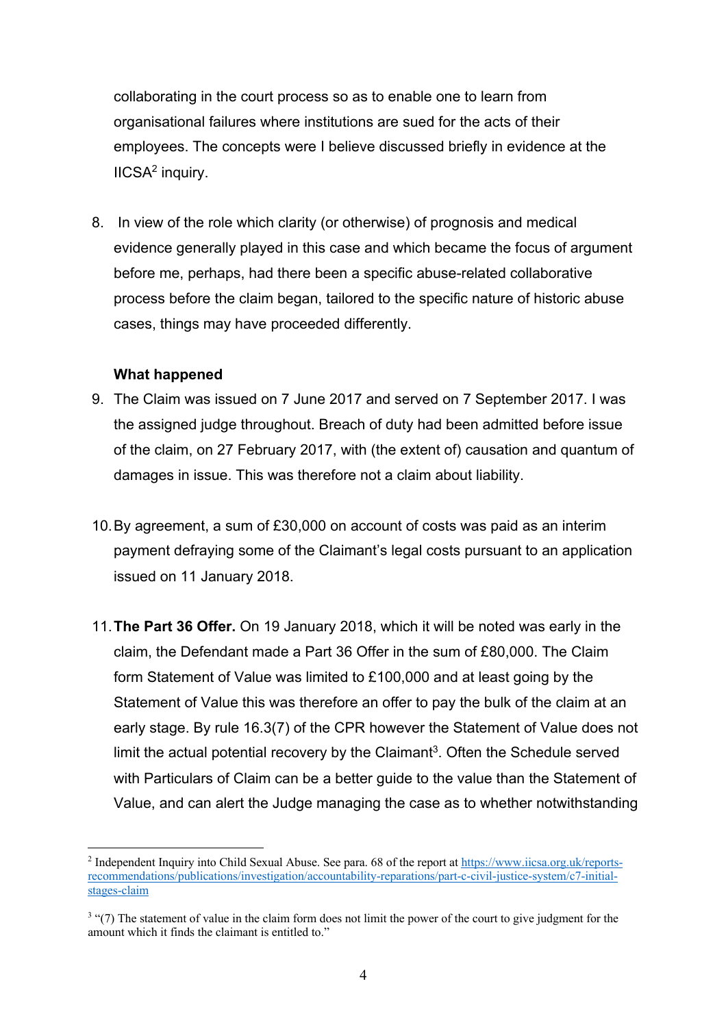collaborating in the court process so as to enable one to learn from organisational failures where institutions are sued for the acts of their employees. The concepts were I believe discussed briefly in evidence at the IICSA[2] inquiry.

8. In view of the role which clarity (or otherwise) of prognosis and medical evidence generally played in this case and which became the focus of argument before me, perhaps, had there been a specific abuse-related collaborative process before the claim began, tailored to the specific nature of historic abuse cases, things may have proceeded differently.

**What happened**

9. The Claim was issued on 7 June 2017 and served on 7 September 2017. I was the assigned judge throughout. Breach of duty had been admitted before issue of the claim, on 27 February 2017, with (the extent of) causation and quantum of damages in issue. This was therefore not a claim about liability.

10. By agreement, a sum of £30,000 on account of costs was paid as an interim payment defraying some of the Claimant's legal costs pursuant to an application issued on 11 January 2018.

11. **The Part 36 Offer.** On 19 January 2018, which it will be noted was early in the claim, the Defendant made a Part 36 Offer in the sum of £80,000. The Claim form Statement of Value was limited to £100,000 and at least going by the Statement of Value this was therefore an offer to pay the bulk of the claim at an early stage. By rule 16.3(7) of the CPR however the Statement of Value does not limit the actual potential recovery by the Claimant[3]. Often the Schedule served with Particulars of Claim can be a better guide to the value than the Statement of Value, and can alert the Judge managing the case as to whether notwithstanding

---

[2] Independent Inquiry into Child Sexual Abuse. See para. 68 of the report at https://www.iicsa.org.uk/reports-recommendations/publications/investigation/accountability-reparations/part-c-civil-justice-system/c7-initial-stages-claim

[3] "(7) The statement of value in the claim form does not limit the power of the court to give judgment for the amount which it finds the claimant is entitled to."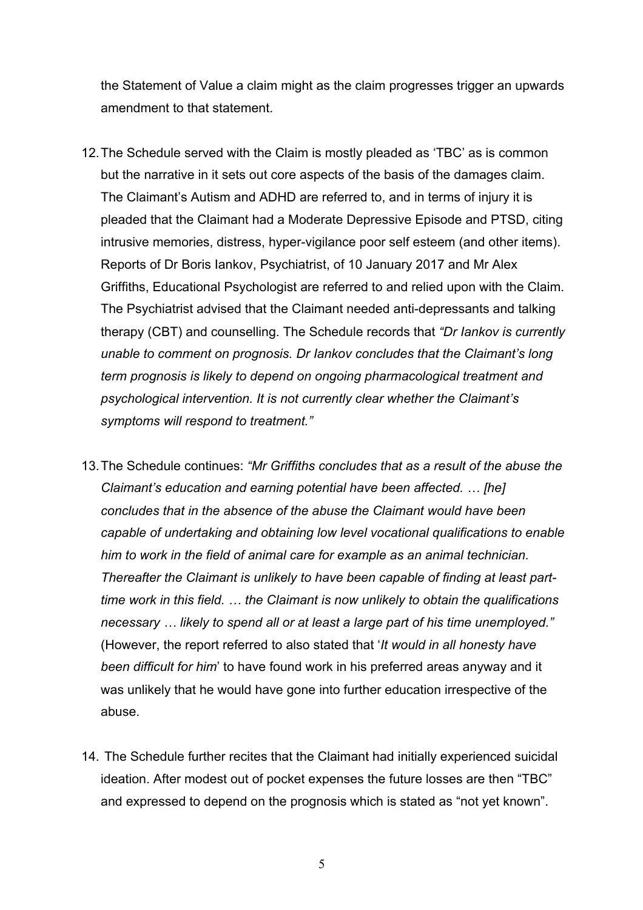the Statement of Value a claim might as the claim progresses trigger an upwards amendment to that statement.

12. The Schedule served with the Claim is mostly pleaded as 'TBC' as is common but the narrative in it sets out core aspects of the basis of the damages claim. The Claimant's Autism and ADHD are referred to, and in terms of injury it is pleaded that the Claimant had a Moderate Depressive Episode and PTSD, citing intrusive memories, distress, hyper-vigilance poor self esteem (and other items). Reports of Dr Boris Iankov, Psychiatrist, of 10 January 2017 and Mr Alex Griffiths, Educational Psychologist are referred to and relied upon with the Claim. The Psychiatrist advised that the Claimant needed anti-depressants and talking therapy (CBT) and counselling. The Schedule records that *"Dr Iankov is currently unable to comment on prognosis. Dr Iankov concludes that the Claimant's long term prognosis is likely to depend on ongoing pharmacological treatment and psychological intervention. It is not currently clear whether the Claimant's symptoms will respond to treatment."*

13. The Schedule continues: *"Mr Griffiths concludes that as a result of the abuse the Claimant's education and earning potential have been affected. … [he] concludes that in the absence of the abuse the Claimant would have been capable of undertaking and obtaining low level vocational qualifications to enable him to work in the field of animal care for example as an animal technician. Thereafter the Claimant is unlikely to have been capable of finding at least part-time work in this field. … the Claimant is now unlikely to obtain the qualifications necessary … likely to spend all or at least a large part of his time unemployed."* (However, the report referred to also stated that '*It would in all honesty have been difficult for him*' to have found work in his preferred areas anyway and it was unlikely that he would have gone into further education irrespective of the abuse.

14. The Schedule further recites that the Claimant had initially experienced suicidal ideation. After modest out of pocket expenses the future losses are then "TBC" and expressed to depend on the prognosis which is stated as "not yet known".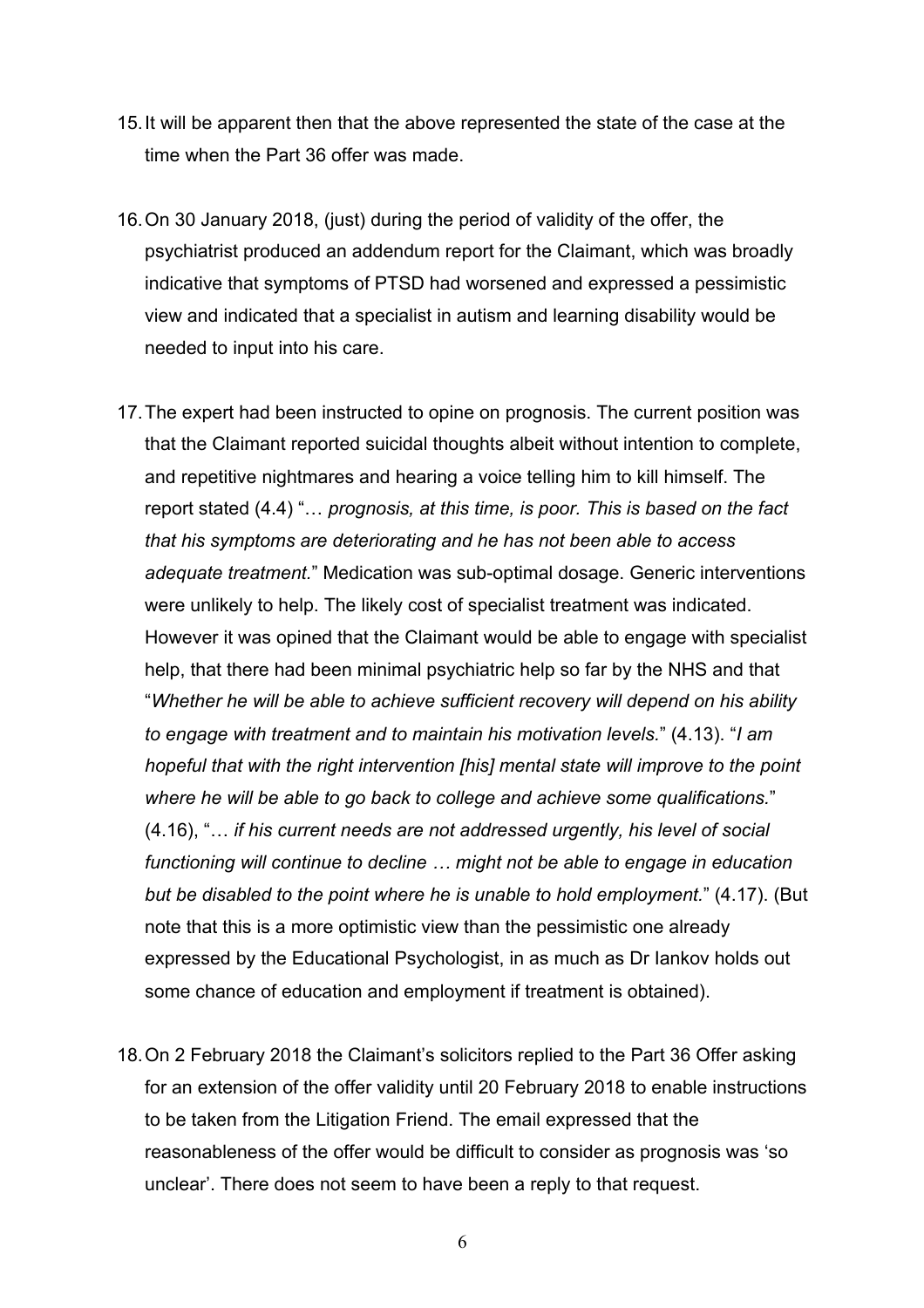15. It will be apparent then that the above represented the state of the case at the time when the Part 36 offer was made.

16. On 30 January 2018, (just) during the period of validity of the offer, the psychiatrist produced an addendum report for the Claimant, which was broadly indicative that symptoms of PTSD had worsened and expressed a pessimistic view and indicated that a specialist in autism and learning disability would be needed to input into his care.

17. The expert had been instructed to opine on prognosis. The current position was that the Claimant reported suicidal thoughts albeit without intention to complete, and repetitive nightmares and hearing a voice telling him to kill himself. The report stated (4.4) "… *prognosis, at this time, is poor. This is based on the fact that his symptoms are deteriorating and he has not been able to access adequate treatment.*" Medication was sub-optimal dosage. Generic interventions were unlikely to help. The likely cost of specialist treatment was indicated. However it was opined that the Claimant would be able to engage with specialist help, that there had been minimal psychiatric help so far by the NHS and that "*Whether he will be able to achieve sufficient recovery will depend on his ability to engage with treatment and to maintain his motivation levels.*" (4.13). "*I am hopeful that with the right intervention [his] mental state will improve to the point where he will be able to go back to college and achieve some qualifications.*" (4.16), "… *if his current needs are not addressed urgently, his level of social functioning will continue to decline … might not be able to engage in education but be disabled to the point where he is unable to hold employment.*" (4.17). (But note that this is a more optimistic view than the pessimistic one already expressed by the Educational Psychologist, in as much as Dr Iankov holds out some chance of education and employment if treatment is obtained).

18. On 2 February 2018 the Claimant's solicitors replied to the Part 36 Offer asking for an extension of the offer validity until 20 February 2018 to enable instructions to be taken from the Litigation Friend. The email expressed that the reasonableness of the offer would be difficult to consider as prognosis was 'so unclear'. There does not seem to have been a reply to that request.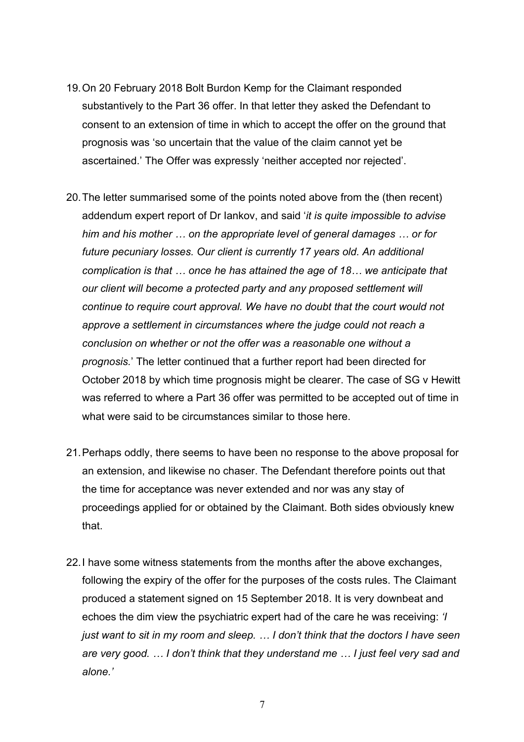19. On 20 February 2018 Bolt Burdon Kemp for the Claimant responded substantively to the Part 36 offer. In that letter they asked the Defendant to consent to an extension of time in which to accept the offer on the ground that prognosis was 'so uncertain that the value of the claim cannot yet be ascertained.' The Offer was expressly 'neither accepted nor rejected'.

20. The letter summarised some of the points noted above from the (then recent) addendum expert report of Dr Iankov, and said '*it is quite impossible to advise him and his mother … on the appropriate level of general damages … or for future pecuniary losses. Our client is currently 17 years old. An additional complication is that … once he has attained the age of 18… we anticipate that our client will become a protected party and any proposed settlement will continue to require court approval. We have no doubt that the court would not approve a settlement in circumstances where the judge could not reach a conclusion on whether or not the offer was a reasonable one without a prognosis.*' The letter continued that a further report had been directed for October 2018 by which time prognosis might be clearer. The case of SG v Hewitt was referred to where a Part 36 offer was permitted to be accepted out of time in what were said to be circumstances similar to those here.

21. Perhaps oddly, there seems to have been no response to the above proposal for an extension, and likewise no chaser. The Defendant therefore points out that the time for acceptance was never extended and nor was any stay of proceedings applied for or obtained by the Claimant. Both sides obviously knew that.

22. I have some witness statements from the months after the above exchanges, following the expiry of the offer for the purposes of the costs rules. The Claimant produced a statement signed on 15 September 2018. It is very downbeat and echoes the dim view the psychiatric expert had of the care he was receiving: *'I just want to sit in my room and sleep. … I don't think that the doctors I have seen are very good. … I don't think that they understand me … I just feel very sad and alone.'*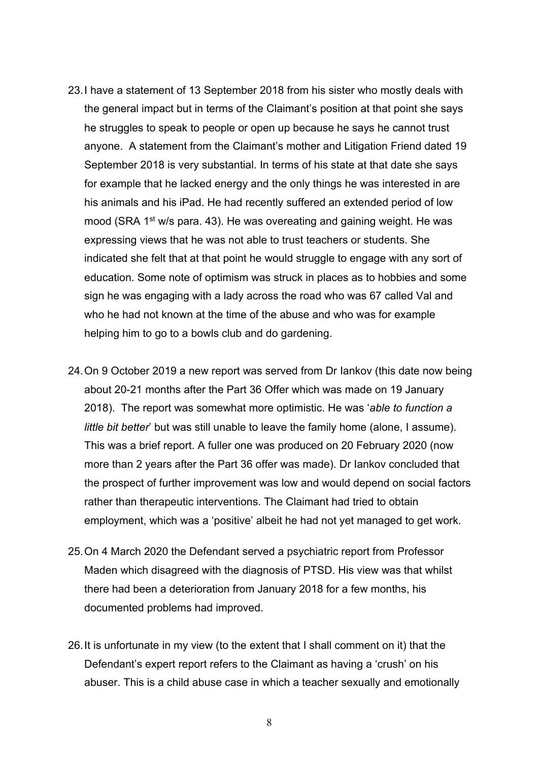23. I have a statement of 13 September 2018 from his sister who mostly deals with the general impact but in terms of the Claimant's position at that point she says he struggles to speak to people or open up because he says he cannot trust anyone. A statement from the Claimant's mother and Litigation Friend dated 19 September 2018 is very substantial. In terms of his state at that date she says for example that he lacked energy and the only things he was interested in are his animals and his iPad. He had recently suffered an extended period of low mood (SRA 1st w/s para. 43). He was overeating and gaining weight. He was expressing views that he was not able to trust teachers or students. She indicated she felt that at that point he would struggle to engage with any sort of education. Some note of optimism was struck in places as to hobbies and some sign he was engaging with a lady across the road who was 67 called Val and who he had not known at the time of the abuse and who was for example helping him to go to a bowls club and do gardening.

24. On 9 October 2019 a new report was served from Dr Iankov (this date now being about 20-21 months after the Part 36 Offer which was made on 19 January 2018). The report was somewhat more optimistic. He was '*able to function a little bit better*' but was still unable to leave the family home (alone, I assume). This was a brief report. A fuller one was produced on 20 February 2020 (now more than 2 years after the Part 36 offer was made). Dr Iankov concluded that the prospect of further improvement was low and would depend on social factors rather than therapeutic interventions. The Claimant had tried to obtain employment, which was a 'positive' albeit he had not yet managed to get work.

25. On 4 March 2020 the Defendant served a psychiatric report from Professor Maden which disagreed with the diagnosis of PTSD. His view was that whilst there had been a deterioration from January 2018 for a few months, his documented problems had improved.

26. It is unfortunate in my view (to the extent that I shall comment on it) that the Defendant's expert report refers to the Claimant as having a 'crush' on his abuser. This is a child abuse case in which a teacher sexually and emotionally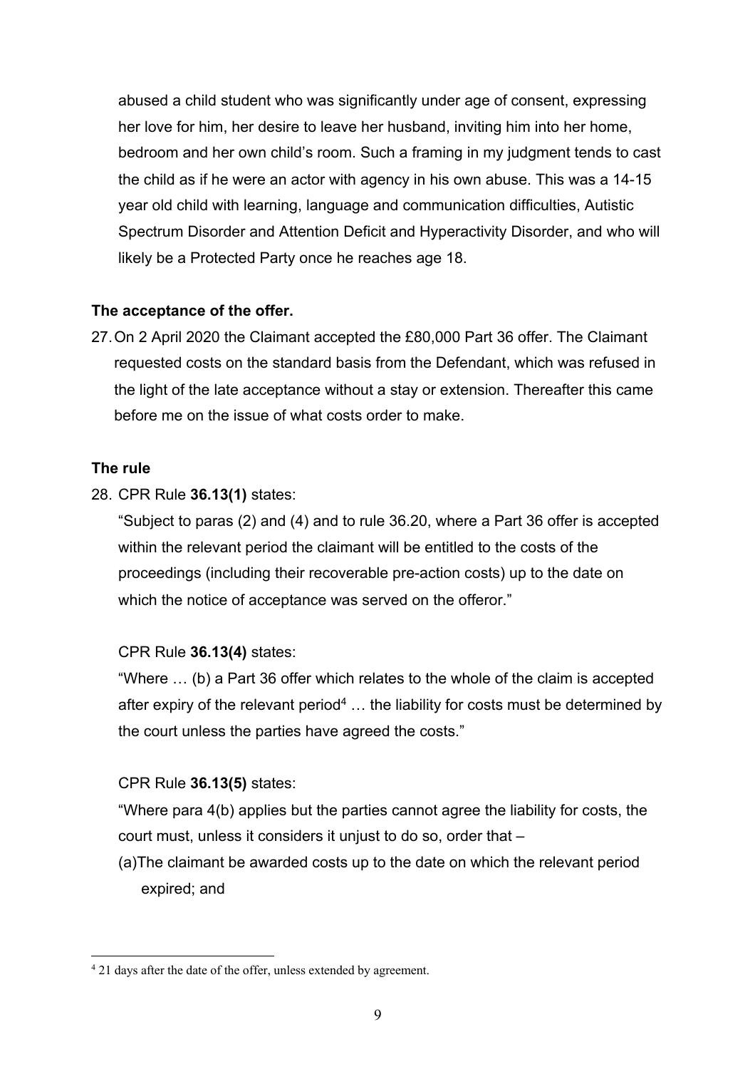abused a child student who was significantly under age of consent, expressing her love for him, her desire to leave her husband, inviting him into her home, bedroom and her own child's room. Such a framing in my judgment tends to cast the child as if he were an actor with agency in his own abuse. This was a 14-15 year old child with learning, language and communication difficulties, Autistic Spectrum Disorder and Attention Deficit and Hyperactivity Disorder, and who will likely be a Protected Party once he reaches age 18.

**The acceptance of the offer.**

27. On 2 April 2020 the Claimant accepted the £80,000 Part 36 offer. The Claimant requested costs on the standard basis from the Defendant, which was refused in the light of the late acceptance without a stay or extension. Thereafter this came before me on the issue of what costs order to make.

**The rule**

28. CPR Rule **36.13(1)** states:

"Subject to paras (2) and (4) and to rule 36.20, where a Part 36 offer is accepted within the relevant period the claimant will be entitled to the costs of the proceedings (including their recoverable pre-action costs) up to the date on which the notice of acceptance was served on the offeror."

CPR Rule **36.13(4)** states:

"Where … (b) a Part 36 offer which relates to the whole of the claim is accepted after expiry of the relevant period[4] … the liability for costs must be determined by the court unless the parties have agreed the costs."

CPR Rule **36.13(5)** states:

"Where para 4(b) applies but the parties cannot agree the liability for costs, the court must, unless it considers it unjust to do so, order that –

(a) The claimant be awarded costs up to the date on which the relevant period expired; and

[4] 21 days after the date of the offer, unless extended by agreement.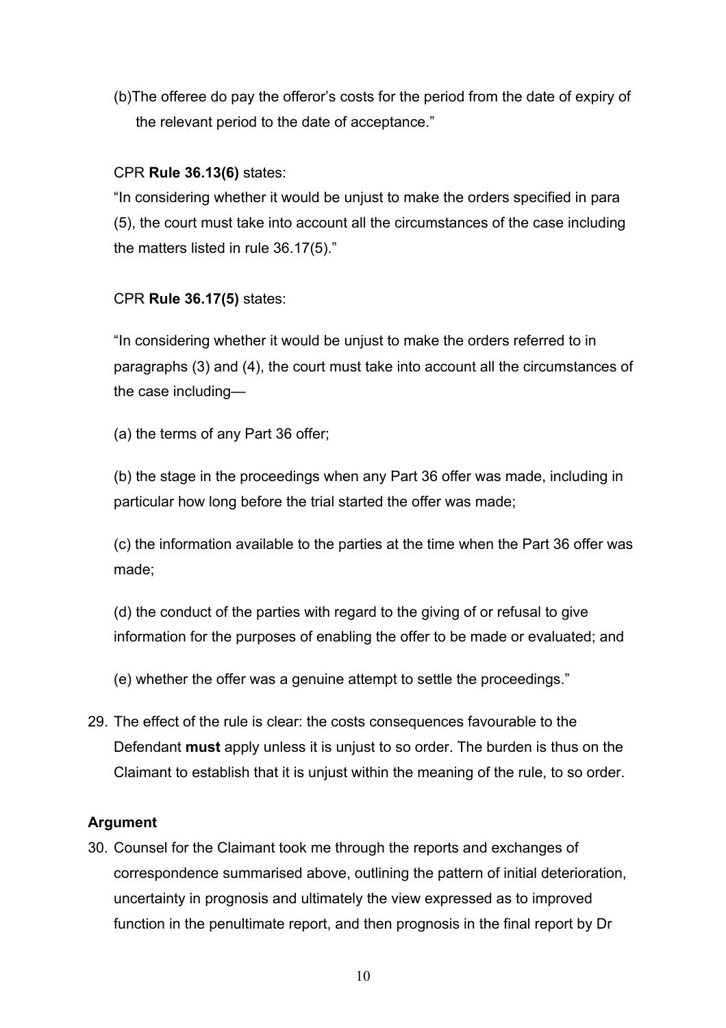(b)The offeree do pay the offeror's costs for the period from the date of expiry of the relevant period to the date of acceptance."

CPR **Rule 36.13(6)** states:

"In considering whether it would be unjust to make the orders specified in para (5), the court must take into account all the circumstances of the case including the matters listed in rule 36.17(5)."

CPR **Rule 36.17(5)** states:

"In considering whether it would be unjust to make the orders referred to in paragraphs (3) and (4), the court must take into account all the circumstances of the case including—

(a) the terms of any Part 36 offer;

(b) the stage in the proceedings when any Part 36 offer was made, including in particular how long before the trial started the offer was made;

(c) the information available to the parties at the time when the Part 36 offer was made;

(d) the conduct of the parties with regard to the giving of or refusal to give information for the purposes of enabling the offer to be made or evaluated; and

(e) whether the offer was a genuine attempt to settle the proceedings."

29. The effect of the rule is clear: the costs consequences favourable to the Defendant **must** apply unless it is unjust to so order. The burden is thus on the Claimant to establish that it is unjust within the meaning of the rule, to so order.

**Argument**

30. Counsel for the Claimant took me through the reports and exchanges of correspondence summarised above, outlining the pattern of initial deterioration, uncertainty in prognosis and ultimately the view expressed as to improved function in the penultimate report, and then prognosis in the final report by Dr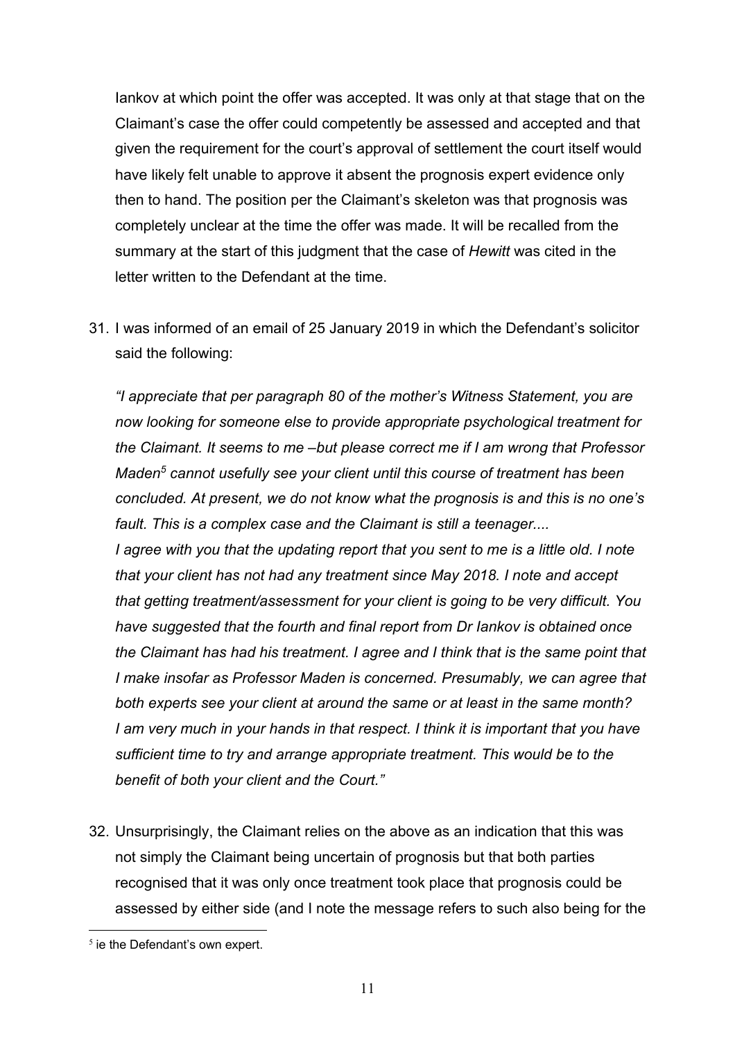Iankov at which point the offer was accepted. It was only at that stage that on the Claimant's case the offer could competently be assessed and accepted and that given the requirement for the court's approval of settlement the court itself would have likely felt unable to approve it absent the prognosis expert evidence only then to hand. The position per the Claimant's skeleton was that prognosis was completely unclear at the time the offer was made. It will be recalled from the summary at the start of this judgment that the case of *Hewitt* was cited in the letter written to the Defendant at the time.

31. I was informed of an email of 25 January 2019 in which the Defendant's solicitor said the following:

*"I appreciate that per paragraph 80 of the mother's Witness Statement, you are now looking for someone else to provide appropriate psychological treatment for the Claimant. It seems to me –but please correct me if I am wrong that Professor Maden[5] cannot usefully see your client until this course of treatment has been concluded. At present, we do not know what the prognosis is and this is no one's fault. This is a complex case and the Claimant is still a teenager....*
*I agree with you that the updating report that you sent to me is a little old. I note that your client has not had any treatment since May 2018. I note and accept that getting treatment/assessment for your client is going to be very difficult. You have suggested that the fourth and final report from Dr Iankov is obtained once the Claimant has had his treatment. I agree and I think that is the same point that I make insofar as Professor Maden is concerned. Presumably, we can agree that both experts see your client at around the same or at least in the same month? I am very much in your hands in that respect. I think it is important that you have sufficient time to try and arrange appropriate treatment. This would be to the benefit of both your client and the Court."*

32. Unsurprisingly, the Claimant relies on the above as an indication that this was not simply the Claimant being uncertain of prognosis but that both parties recognised that it was only once treatment took place that prognosis could be assessed by either side (and I note the message refers to such also being for the

[5] ie the Defendant's own expert.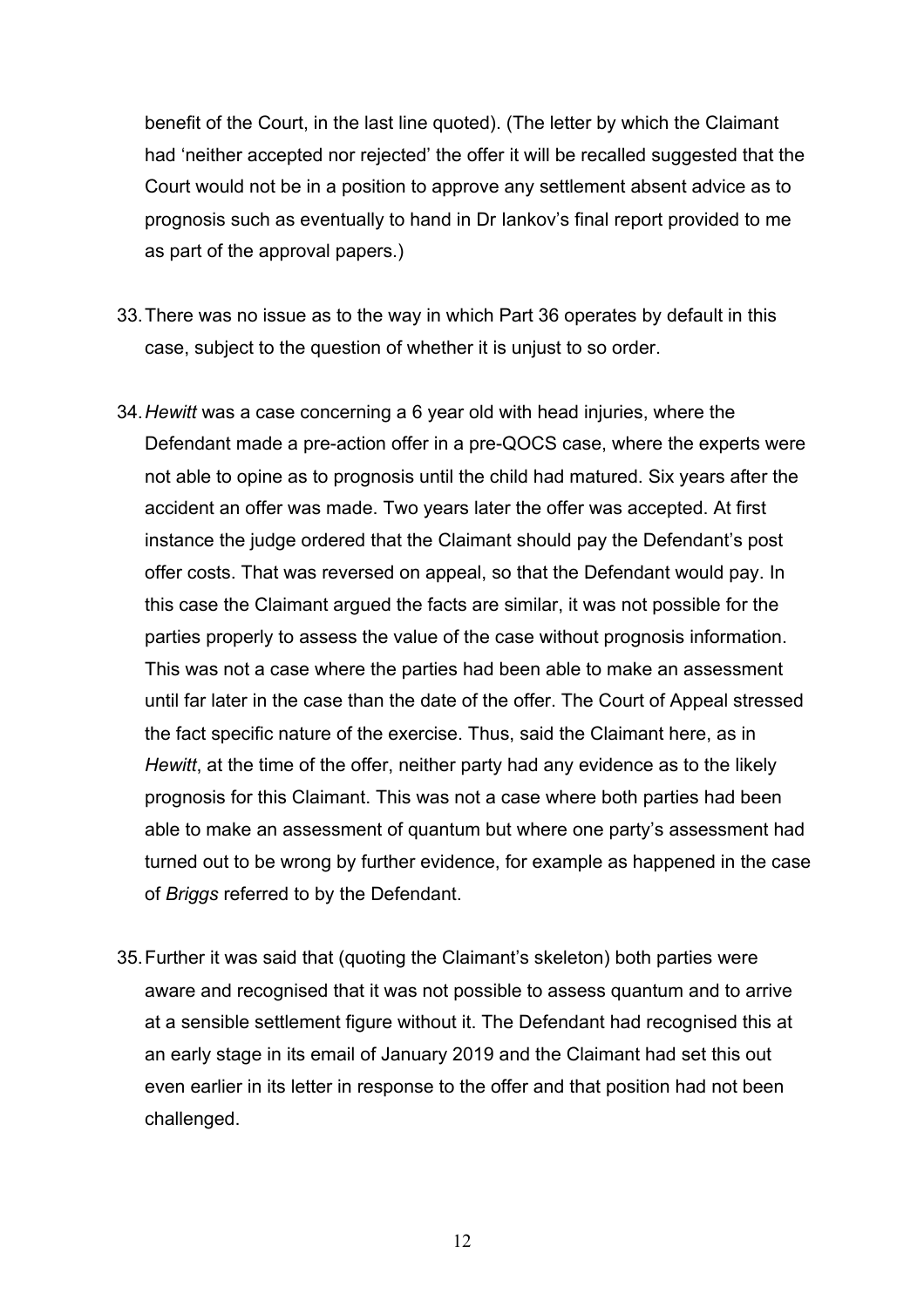benefit of the Court, in the last line quoted). (The letter by which the Claimant had 'neither accepted nor rejected' the offer it will be recalled suggested that the Court would not be in a position to approve any settlement absent advice as to prognosis such as eventually to hand in Dr Iankov's final report provided to me as part of the approval papers.)

33. There was no issue as to the way in which Part 36 operates by default in this case, subject to the question of whether it is unjust to so order.

34. *Hewitt* was a case concerning a 6 year old with head injuries, where the Defendant made a pre-action offer in a pre-QOCS case, where the experts were not able to opine as to prognosis until the child had matured. Six years after the accident an offer was made. Two years later the offer was accepted. At first instance the judge ordered that the Claimant should pay the Defendant's post offer costs. That was reversed on appeal, so that the Defendant would pay. In this case the Claimant argued the facts are similar, it was not possible for the parties properly to assess the value of the case without prognosis information. This was not a case where the parties had been able to make an assessment until far later in the case than the date of the offer. The Court of Appeal stressed the fact specific nature of the exercise. Thus, said the Claimant here, as in *Hewitt*, at the time of the offer, neither party had any evidence as to the likely prognosis for this Claimant. This was not a case where both parties had been able to make an assessment of quantum but where one party's assessment had turned out to be wrong by further evidence, for example as happened in the case of *Briggs* referred to by the Defendant.

35. Further it was said that (quoting the Claimant's skeleton) both parties were aware and recognised that it was not possible to assess quantum and to arrive at a sensible settlement figure without it. The Defendant had recognised this at an early stage in its email of January 2019 and the Claimant had set this out even earlier in its letter in response to the offer and that position had not been challenged.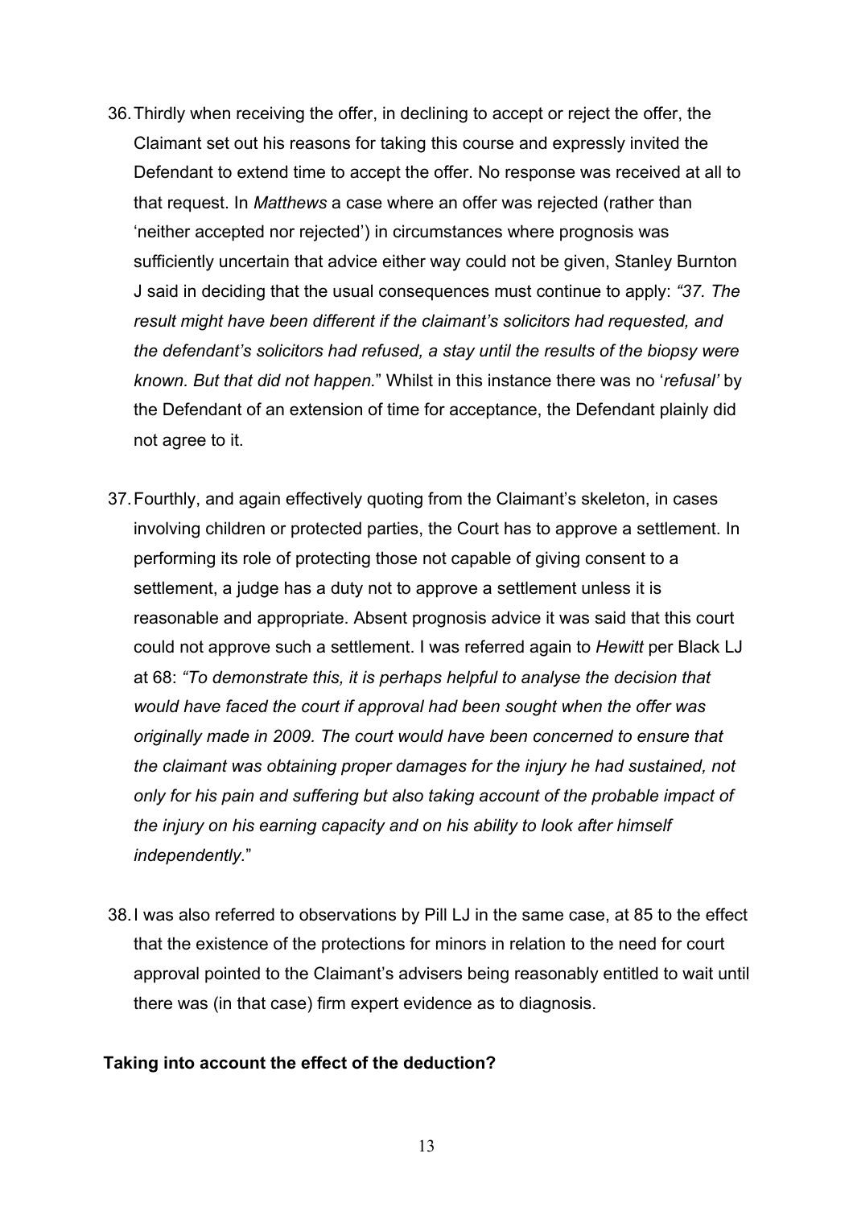36. Thirdly when receiving the offer, in declining to accept or reject the offer, the Claimant set out his reasons for taking this course and expressly invited the Defendant to extend time to accept the offer. No response was received at all to that request. In *Matthews* a case where an offer was rejected (rather than 'neither accepted nor rejected') in circumstances where prognosis was sufficiently uncertain that advice either way could not be given, Stanley Burnton J said in deciding that the usual consequences must continue to apply: *"37. The result might have been different if the claimant's solicitors had requested, and the defendant's solicitors had refused, a stay until the results of the biopsy were known. But that did not happen.*" Whilst in this instance there was no '*refusal'* by the Defendant of an extension of time for acceptance, the Defendant plainly did not agree to it.

37. Fourthly, and again effectively quoting from the Claimant's skeleton, in cases involving children or protected parties, the Court has to approve a settlement. In performing its role of protecting those not capable of giving consent to a settlement, a judge has a duty not to approve a settlement unless it is reasonable and appropriate. Absent prognosis advice it was said that this court could not approve such a settlement. I was referred again to *Hewitt* per Black LJ at 68: *"To demonstrate this, it is perhaps helpful to analyse the decision that would have faced the court if approval had been sought when the offer was originally made in 2009. The court would have been concerned to ensure that the claimant was obtaining proper damages for the injury he had sustained, not only for his pain and suffering but also taking account of the probable impact of the injury on his earning capacity and on his ability to look after himself independently.*"

38. I was also referred to observations by Pill LJ in the same case, at 85 to the effect that the existence of the protections for minors in relation to the need for court approval pointed to the Claimant's advisers being reasonably entitled to wait until there was (in that case) firm expert evidence as to diagnosis.

**Taking into account the effect of the deduction?**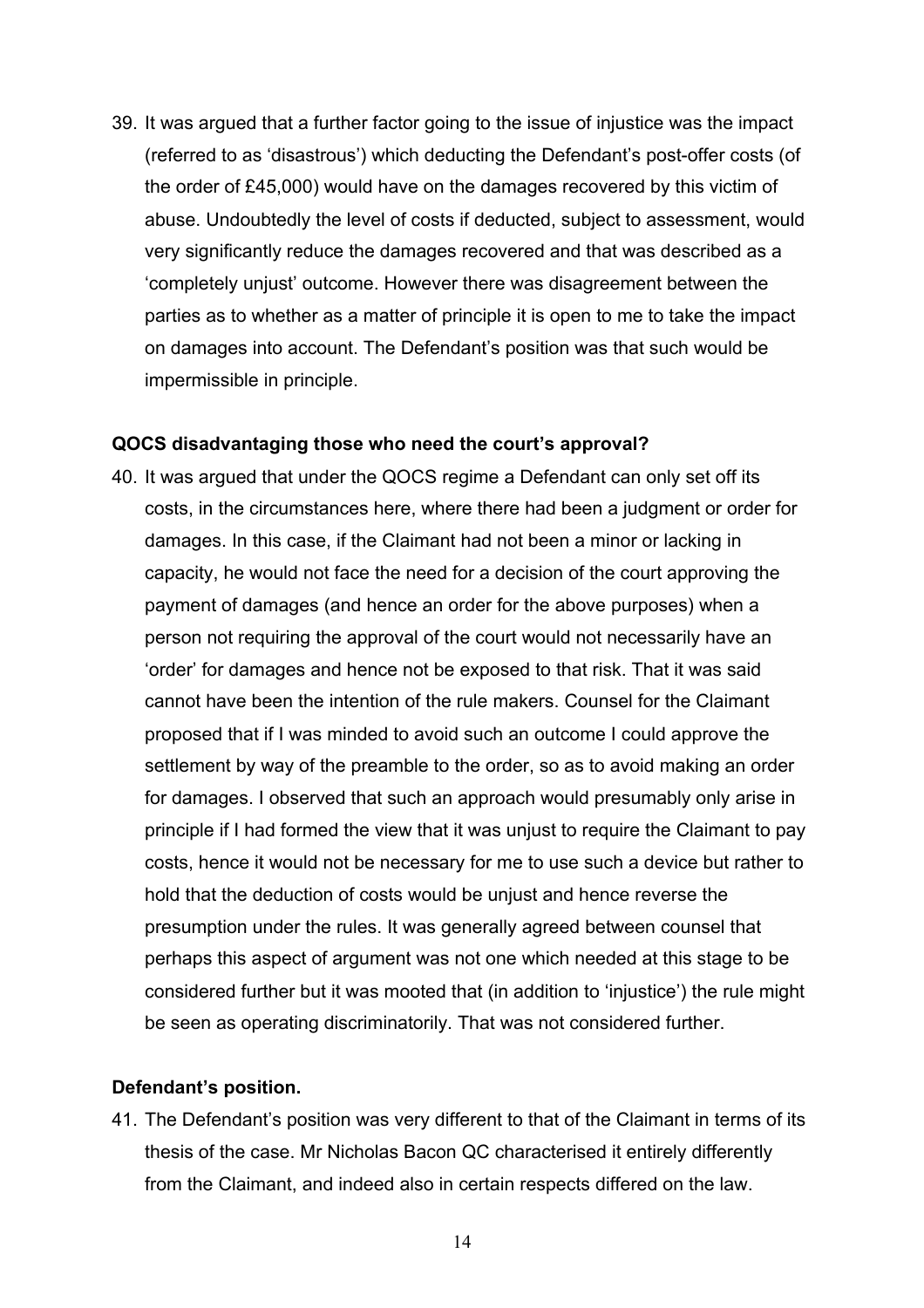39. It was argued that a further factor going to the issue of injustice was the impact (referred to as 'disastrous') which deducting the Defendant's post-offer costs (of the order of £45,000) would have on the damages recovered by this victim of abuse. Undoubtedly the level of costs if deducted, subject to assessment, would very significantly reduce the damages recovered and that was described as a 'completely unjust' outcome. However there was disagreement between the parties as to whether as a matter of principle it is open to me to take the impact on damages into account. The Defendant's position was that such would be impermissible in principle.

**QOCS disadvantaging those who need the court's approval?**

40. It was argued that under the QOCS regime a Defendant can only set off its costs, in the circumstances here, where there had been a judgment or order for damages. In this case, if the Claimant had not been a minor or lacking in capacity, he would not face the need for a decision of the court approving the payment of damages (and hence an order for the above purposes) when a person not requiring the approval of the court would not necessarily have an 'order' for damages and hence not be exposed to that risk. That it was said cannot have been the intention of the rule makers. Counsel for the Claimant proposed that if I was minded to avoid such an outcome I could approve the settlement by way of the preamble to the order, so as to avoid making an order for damages. I observed that such an approach would presumably only arise in principle if I had formed the view that it was unjust to require the Claimant to pay costs, hence it would not be necessary for me to use such a device but rather to hold that the deduction of costs would be unjust and hence reverse the presumption under the rules. It was generally agreed between counsel that perhaps this aspect of argument was not one which needed at this stage to be considered further but it was mooted that (in addition to 'injustice') the rule might be seen as operating discriminatorily. That was not considered further.

**Defendant's position.**

41. The Defendant's position was very different to that of the Claimant in terms of its thesis of the case. Mr Nicholas Bacon QC characterised it entirely differently from the Claimant, and indeed also in certain respects differed on the law.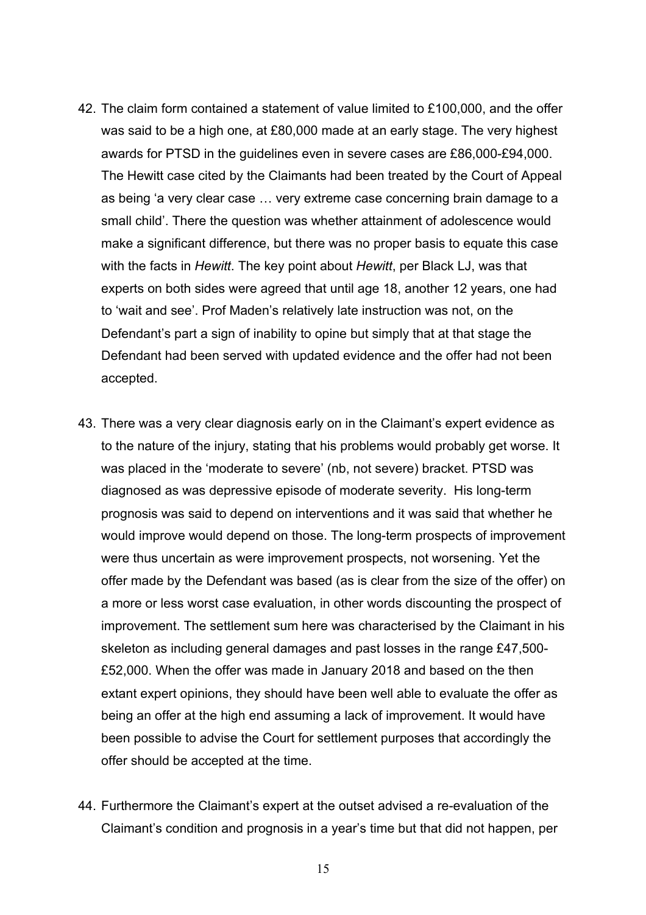42. The claim form contained a statement of value limited to £100,000, and the offer was said to be a high one, at £80,000 made at an early stage. The very highest awards for PTSD in the guidelines even in severe cases are £86,000-£94,000. The Hewitt case cited by the Claimants had been treated by the Court of Appeal as being 'a very clear case … very extreme case concerning brain damage to a small child'. There the question was whether attainment of adolescence would make a significant difference, but there was no proper basis to equate this case with the facts in *Hewitt*. The key point about *Hewitt*, per Black LJ, was that experts on both sides were agreed that until age 18, another 12 years, one had to 'wait and see'. Prof Maden's relatively late instruction was not, on the Defendant's part a sign of inability to opine but simply that at that stage the Defendant had been served with updated evidence and the offer had not been accepted.

43. There was a very clear diagnosis early on in the Claimant's expert evidence as to the nature of the injury, stating that his problems would probably get worse. It was placed in the 'moderate to severe' (nb, not severe) bracket. PTSD was diagnosed as was depressive episode of moderate severity. His long-term prognosis was said to depend on interventions and it was said that whether he would improve would depend on those. The long-term prospects of improvement were thus uncertain as were improvement prospects, not worsening. Yet the offer made by the Defendant was based (as is clear from the size of the offer) on a more or less worst case evaluation, in other words discounting the prospect of improvement. The settlement sum here was characterised by the Claimant in his skeleton as including general damages and past losses in the range £47,500-£52,000. When the offer was made in January 2018 and based on the then extant expert opinions, they should have been well able to evaluate the offer as being an offer at the high end assuming a lack of improvement. It would have been possible to advise the Court for settlement purposes that accordingly the offer should be accepted at the time.

44. Furthermore the Claimant's expert at the outset advised a re-evaluation of the Claimant's condition and prognosis in a year's time but that did not happen, per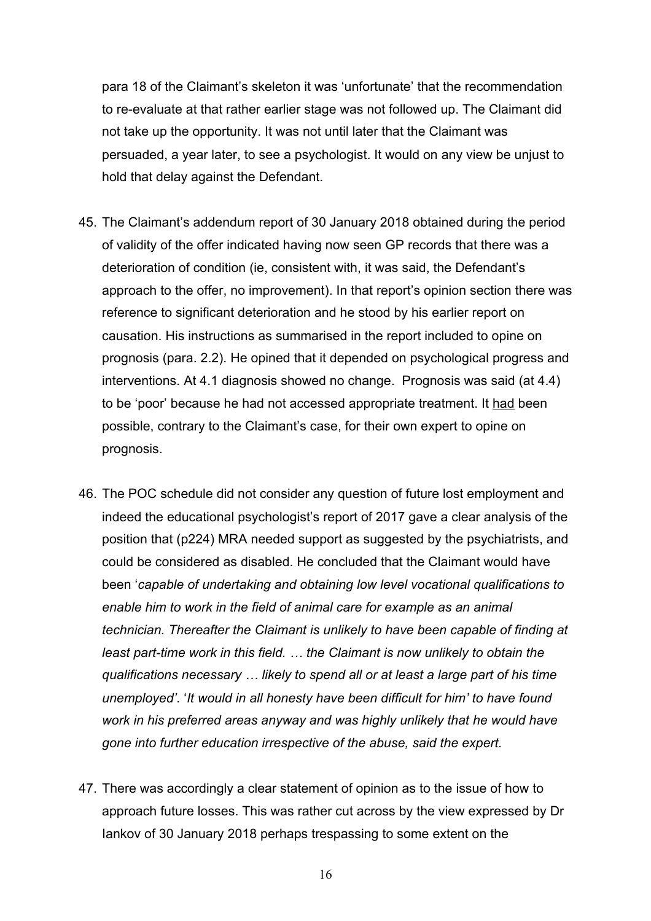para 18 of the Claimant's skeleton it was 'unfortunate' that the recommendation to re-evaluate at that rather earlier stage was not followed up. The Claimant did not take up the opportunity. It was not until later that the Claimant was persuaded, a year later, to see a psychologist. It would on any view be unjust to hold that delay against the Defendant.

45. The Claimant's addendum report of 30 January 2018 obtained during the period of validity of the offer indicated having now seen GP records that there was a deterioration of condition (ie, consistent with, it was said, the Defendant's approach to the offer, no improvement). In that report's opinion section there was reference to significant deterioration and he stood by his earlier report on causation. His instructions as summarised in the report included to opine on prognosis (para. 2.2). He opined that it depended on psychological progress and interventions. At 4.1 diagnosis showed no change. Prognosis was said (at 4.4) to be 'poor' because he had not accessed appropriate treatment. It <u>had</u> been possible, contrary to the Claimant's case, for their own expert to opine on prognosis.

46. The POC schedule did not consider any question of future lost employment and indeed the educational psychologist's report of 2017 gave a clear analysis of the position that (p224) MRA needed support as suggested by the psychiatrists, and could be considered as disabled. He concluded that the Claimant would have been '*capable of undertaking and obtaining low level vocational qualifications to enable him to work in the field of animal care for example as an animal technician. Thereafter the Claimant is unlikely to have been capable of finding at least part-time work in this field. … the Claimant is now unlikely to obtain the qualifications necessary … likely to spend all or at least a large part of his time unemployed*'. '*It would in all honesty have been difficult for him' to have found work in his preferred areas anyway and was highly unlikely that he would have gone into further education irrespective of the abuse, said the expert.*

47. There was accordingly a clear statement of opinion as to the issue of how to approach future losses. This was rather cut across by the view expressed by Dr Iankov of 30 January 2018 perhaps trespassing to some extent on the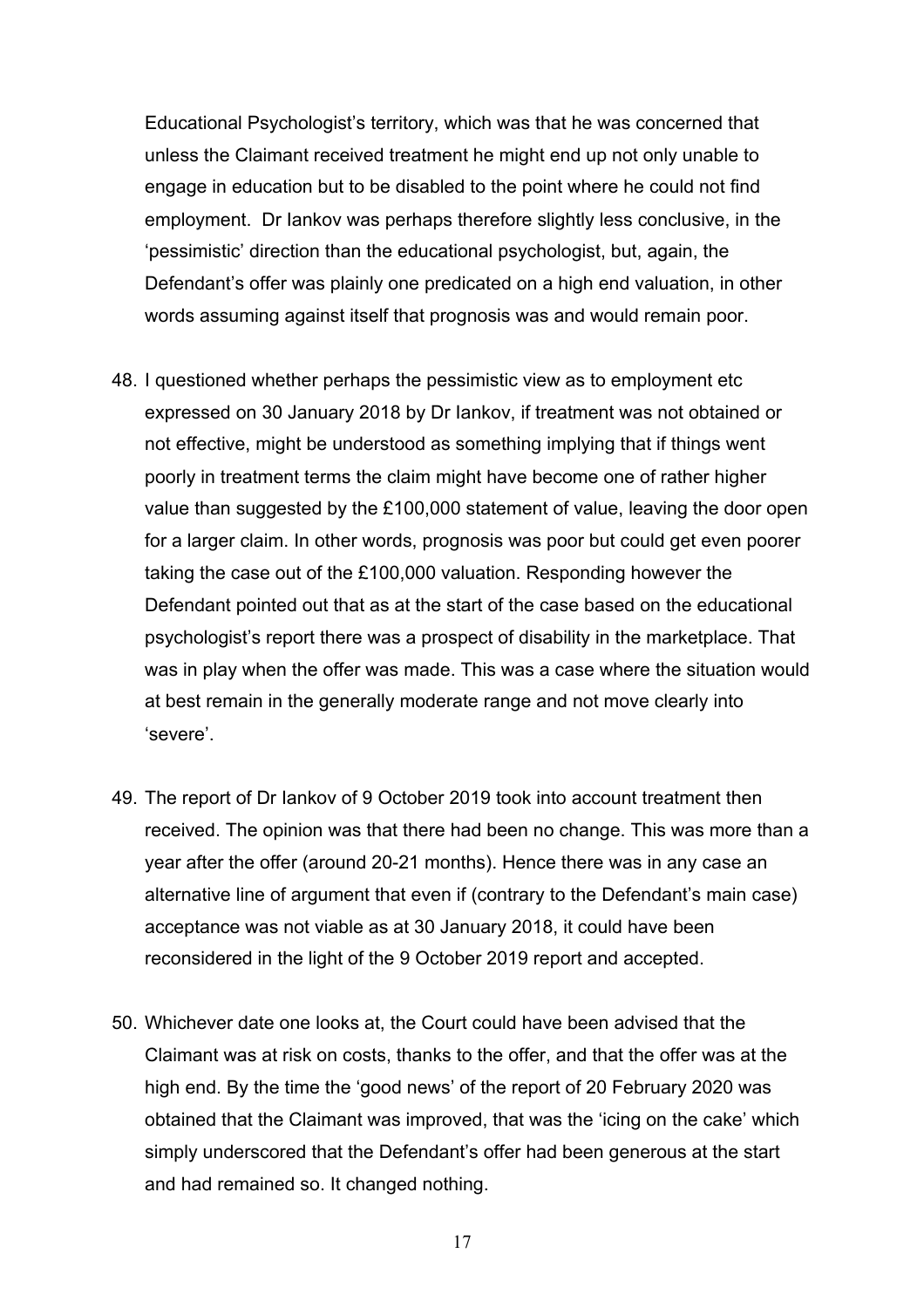Educational Psychologist's territory, which was that he was concerned that unless the Claimant received treatment he might end up not only unable to engage in education but to be disabled to the point where he could not find employment. Dr Iankov was perhaps therefore slightly less conclusive, in the 'pessimistic' direction than the educational psychologist, but, again, the Defendant's offer was plainly one predicated on a high end valuation, in other words assuming against itself that prognosis was and would remain poor.

48. I questioned whether perhaps the pessimistic view as to employment etc expressed on 30 January 2018 by Dr Iankov, if treatment was not obtained or not effective, might be understood as something implying that if things went poorly in treatment terms the claim might have become one of rather higher value than suggested by the £100,000 statement of value, leaving the door open for a larger claim. In other words, prognosis was poor but could get even poorer taking the case out of the £100,000 valuation. Responding however the Defendant pointed out that as at the start of the case based on the educational psychologist's report there was a prospect of disability in the marketplace. That was in play when the offer was made. This was a case where the situation would at best remain in the generally moderate range and not move clearly into 'severe'.

49. The report of Dr Iankov of 9 October 2019 took into account treatment then received. The opinion was that there had been no change. This was more than a year after the offer (around 20-21 months). Hence there was in any case an alternative line of argument that even if (contrary to the Defendant's main case) acceptance was not viable as at 30 January 2018, it could have been reconsidered in the light of the 9 October 2019 report and accepted.

50. Whichever date one looks at, the Court could have been advised that the Claimant was at risk on costs, thanks to the offer, and that the offer was at the high end. By the time the 'good news' of the report of 20 February 2020 was obtained that the Claimant was improved, that was the 'icing on the cake' which simply underscored that the Defendant's offer had been generous at the start and had remained so. It changed nothing.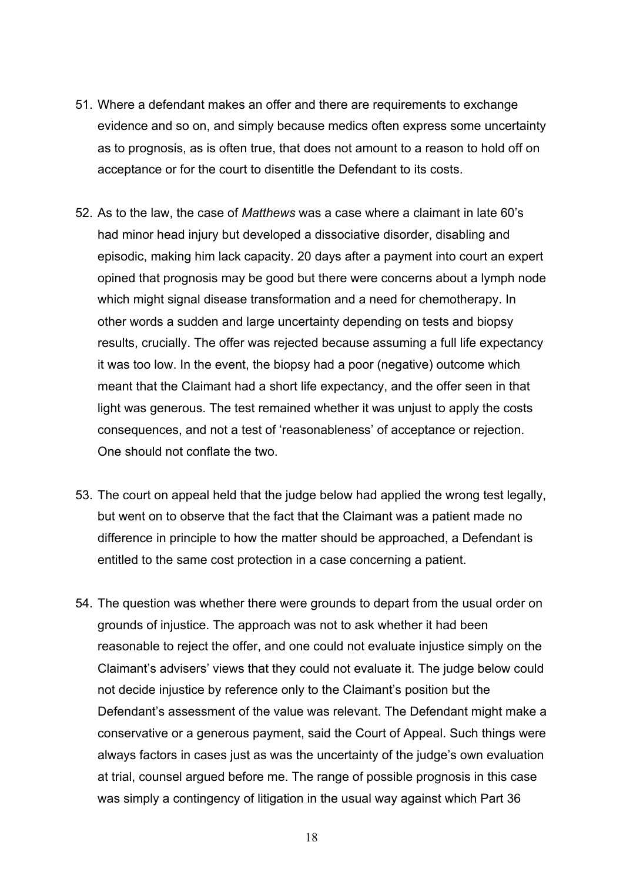51. Where a defendant makes an offer and there are requirements to exchange evidence and so on, and simply because medics often express some uncertainty as to prognosis, as is often true, that does not amount to a reason to hold off on acceptance or for the court to disentitle the Defendant to its costs.

52. As to the law, the case of *Matthews* was a case where a claimant in late 60's had minor head injury but developed a dissociative disorder, disabling and episodic, making him lack capacity. 20 days after a payment into court an expert opined that prognosis may be good but there were concerns about a lymph node which might signal disease transformation and a need for chemotherapy. In other words a sudden and large uncertainty depending on tests and biopsy results, crucially. The offer was rejected because assuming a full life expectancy it was too low. In the event, the biopsy had a poor (negative) outcome which meant that the Claimant had a short life expectancy, and the offer seen in that light was generous. The test remained whether it was unjust to apply the costs consequences, and not a test of 'reasonableness' of acceptance or rejection. One should not conflate the two.

53. The court on appeal held that the judge below had applied the wrong test legally, but went on to observe that the fact that the Claimant was a patient made no difference in principle to how the matter should be approached, a Defendant is entitled to the same cost protection in a case concerning a patient.

54. The question was whether there were grounds to depart from the usual order on grounds of injustice. The approach was not to ask whether it had been reasonable to reject the offer, and one could not evaluate injustice simply on the Claimant's advisers' views that they could not evaluate it. The judge below could not decide injustice by reference only to the Claimant's position but the Defendant's assessment of the value was relevant. The Defendant might make a conservative or a generous payment, said the Court of Appeal. Such things were always factors in cases just as was the uncertainty of the judge's own evaluation at trial, counsel argued before me. The range of possible prognosis in this case was simply a contingency of litigation in the usual way against which Part 36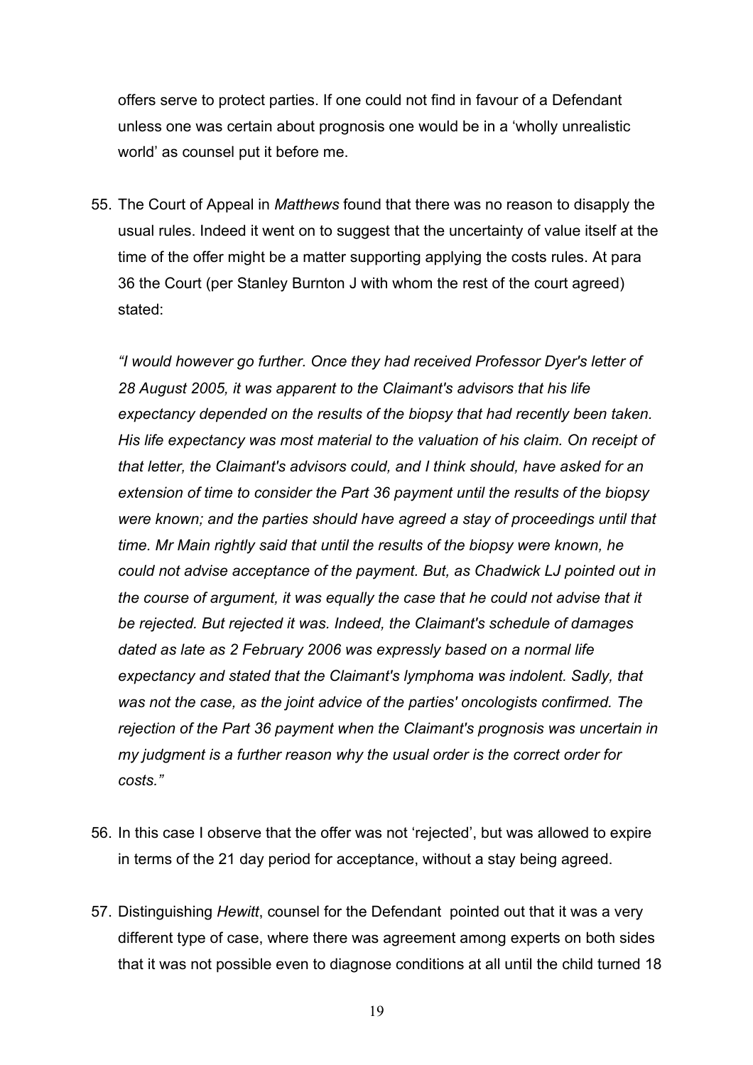offers serve to protect parties. If one could not find in favour of a Defendant unless one was certain about prognosis one would be in a 'wholly unrealistic world' as counsel put it before me.

55. The Court of Appeal in *Matthews* found that there was no reason to disapply the usual rules. Indeed it went on to suggest that the uncertainty of value itself at the time of the offer might be a matter supporting applying the costs rules. At para 36 the Court (per Stanley Burnton J with whom the rest of the court agreed) stated:

*"I would however go further. Once they had received Professor Dyer's letter of 28 August 2005, it was apparent to the Claimant's advisors that his life expectancy depended on the results of the biopsy that had recently been taken. His life expectancy was most material to the valuation of his claim. On receipt of that letter, the Claimant's advisors could, and I think should, have asked for an extension of time to consider the Part 36 payment until the results of the biopsy were known; and the parties should have agreed a stay of proceedings until that time. Mr Main rightly said that until the results of the biopsy were known, he could not advise acceptance of the payment. But, as Chadwick LJ pointed out in the course of argument, it was equally the case that he could not advise that it be rejected. But rejected it was. Indeed, the Claimant's schedule of damages dated as late as 2 February 2006 was expressly based on a normal life expectancy and stated that the Claimant's lymphoma was indolent. Sadly, that was not the case, as the joint advice of the parties' oncologists confirmed. The rejection of the Part 36 payment when the Claimant's prognosis was uncertain in my judgment is a further reason why the usual order is the correct order for costs."*

56. In this case I observe that the offer was not 'rejected', but was allowed to expire in terms of the 21 day period for acceptance, without a stay being agreed.

57. Distinguishing *Hewitt*, counsel for the Defendant pointed out that it was a very different type of case, where there was agreement among experts on both sides that it was not possible even to diagnose conditions at all until the child turned 18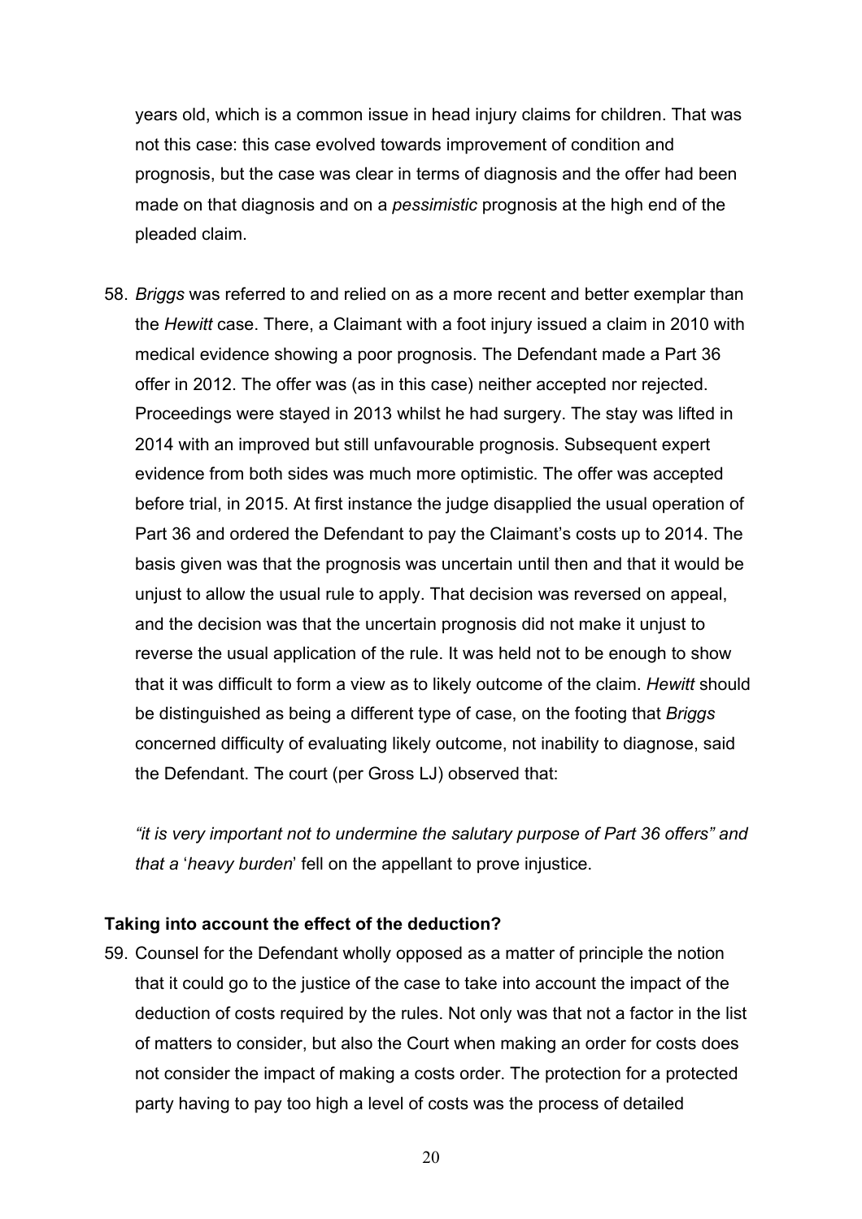years old, which is a common issue in head injury claims for children. That was not this case: this case evolved towards improvement of condition and prognosis, but the case was clear in terms of diagnosis and the offer had been made on that diagnosis and on a *pessimistic* prognosis at the high end of the pleaded claim.

58. *Briggs* was referred to and relied on as a more recent and better exemplar than the *Hewitt* case. There, a Claimant with a foot injury issued a claim in 2010 with medical evidence showing a poor prognosis. The Defendant made a Part 36 offer in 2012. The offer was (as in this case) neither accepted nor rejected. Proceedings were stayed in 2013 whilst he had surgery. The stay was lifted in 2014 with an improved but still unfavourable prognosis. Subsequent expert evidence from both sides was much more optimistic. The offer was accepted before trial, in 2015. At first instance the judge disapplied the usual operation of Part 36 and ordered the Defendant to pay the Claimant's costs up to 2014. The basis given was that the prognosis was uncertain until then and that it would be unjust to allow the usual rule to apply. That decision was reversed on appeal, and the decision was that the uncertain prognosis did not make it unjust to reverse the usual application of the rule. It was held not to be enough to show that it was difficult to form a view as to likely outcome of the claim. *Hewitt* should be distinguished as being a different type of case, on the footing that *Briggs* concerned difficulty of evaluating likely outcome, not inability to diagnose, said the Defendant. The court (per Gross LJ) observed that:

   *"it is very important not to undermine the salutary purpose of Part 36 offers" and that a* '*heavy burden*' fell on the appellant to prove injustice.

**Taking into account the effect of the deduction?**

59. Counsel for the Defendant wholly opposed as a matter of principle the notion that it could go to the justice of the case to take into account the impact of the deduction of costs required by the rules. Not only was that not a factor in the list of matters to consider, but also the Court when making an order for costs does not consider the impact of making a costs order. The protection for a protected party having to pay too high a level of costs was the process of detailed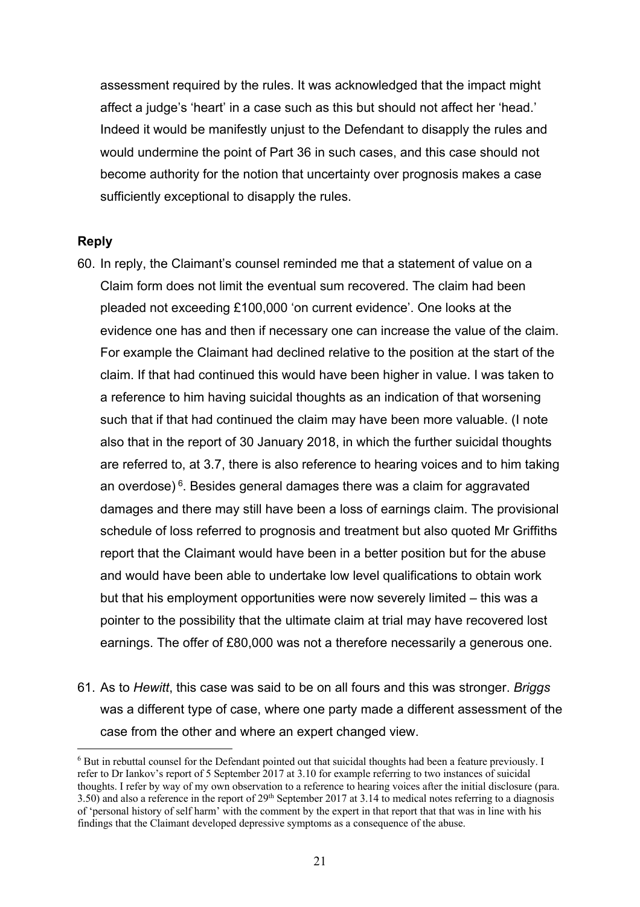assessment required by the rules. It was acknowledged that the impact might affect a judge's 'heart' in a case such as this but should not affect her 'head.' Indeed it would be manifestly unjust to the Defendant to disapply the rules and would undermine the point of Part 36 in such cases, and this case should not become authority for the notion that uncertainty over prognosis makes a case sufficiently exceptional to disapply the rules.

**Reply**

60. In reply, the Claimant's counsel reminded me that a statement of value on a Claim form does not limit the eventual sum recovered. The claim had been pleaded not exceeding £100,000 'on current evidence'. One looks at the evidence one has and then if necessary one can increase the value of the claim. For example the Claimant had declined relative to the position at the start of the claim. If that had continued this would have been higher in value. I was taken to a reference to him having suicidal thoughts as an indication of that worsening such that if that had continued the claim may have been more valuable. (I note also that in the report of 30 January 2018, in which the further suicidal thoughts are referred to, at 3.7, there is also reference to hearing voices and to him taking an overdose) [6]. Besides general damages there was a claim for aggravated damages and there may still have been a loss of earnings claim. The provisional schedule of loss referred to prognosis and treatment but also quoted Mr Griffiths report that the Claimant would have been in a better position but for the abuse and would have been able to undertake low level qualifications to obtain work but that his employment opportunities were now severely limited – this was a pointer to the possibility that the ultimate claim at trial may have recovered lost earnings. The offer of £80,000 was not a therefore necessarily a generous one.

61. As to *Hewitt*, this case was said to be on all fours and this was stronger. *Briggs* was a different type of case, where one party made a different assessment of the case from the other and where an expert changed view.

---

[6] But in rebuttal counsel for the Defendant pointed out that suicidal thoughts had been a feature previously. I refer to Dr Iankov's report of 5 September 2017 at 3.10 for example referring to two instances of suicidal thoughts. I refer by way of my own observation to a reference to hearing voices after the initial disclosure (para. 3.50) and also a reference in the report of 29th September 2017 at 3.14 to medical notes referring to a diagnosis of 'personal history of self harm' with the comment by the expert in that report that that was in line with his findings that the Claimant developed depressive symptoms as a consequence of the abuse.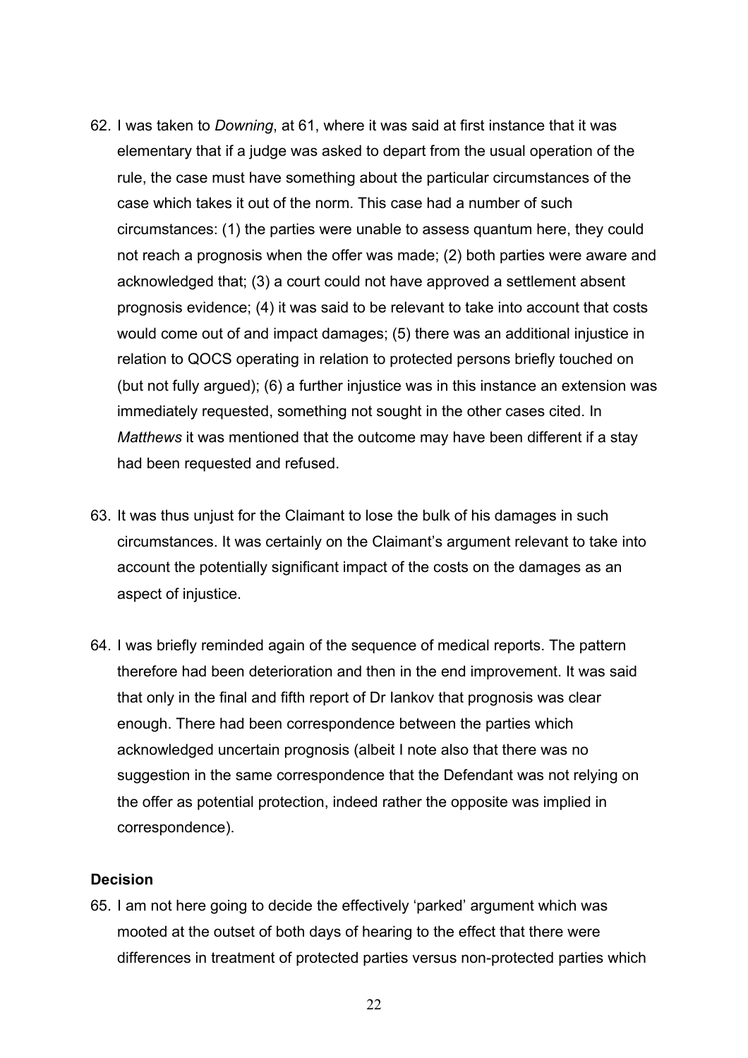62. I was taken to *Downing*, at 61, where it was said at first instance that it was elementary that if a judge was asked to depart from the usual operation of the rule, the case must have something about the particular circumstances of the case which takes it out of the norm. This case had a number of such circumstances: (1) the parties were unable to assess quantum here, they could not reach a prognosis when the offer was made; (2) both parties were aware and acknowledged that; (3) a court could not have approved a settlement absent prognosis evidence; (4) it was said to be relevant to take into account that costs would come out of and impact damages; (5) there was an additional injustice in relation to QOCS operating in relation to protected persons briefly touched on (but not fully argued); (6) a further injustice was in this instance an extension was immediately requested, something not sought in the other cases cited. In *Matthews* it was mentioned that the outcome may have been different if a stay had been requested and refused.

63. It was thus unjust for the Claimant to lose the bulk of his damages in such circumstances. It was certainly on the Claimant's argument relevant to take into account the potentially significant impact of the costs on the damages as an aspect of injustice.

64. I was briefly reminded again of the sequence of medical reports. The pattern therefore had been deterioration and then in the end improvement. It was said that only in the final and fifth report of Dr Iankov that prognosis was clear enough. There had been correspondence between the parties which acknowledged uncertain prognosis (albeit I note also that there was no suggestion in the same correspondence that the Defendant was not relying on the offer as potential protection, indeed rather the opposite was implied in correspondence).

**Decision**

65. I am not here going to decide the effectively 'parked' argument which was mooted at the outset of both days of hearing to the effect that there were differences in treatment of protected parties versus non-protected parties which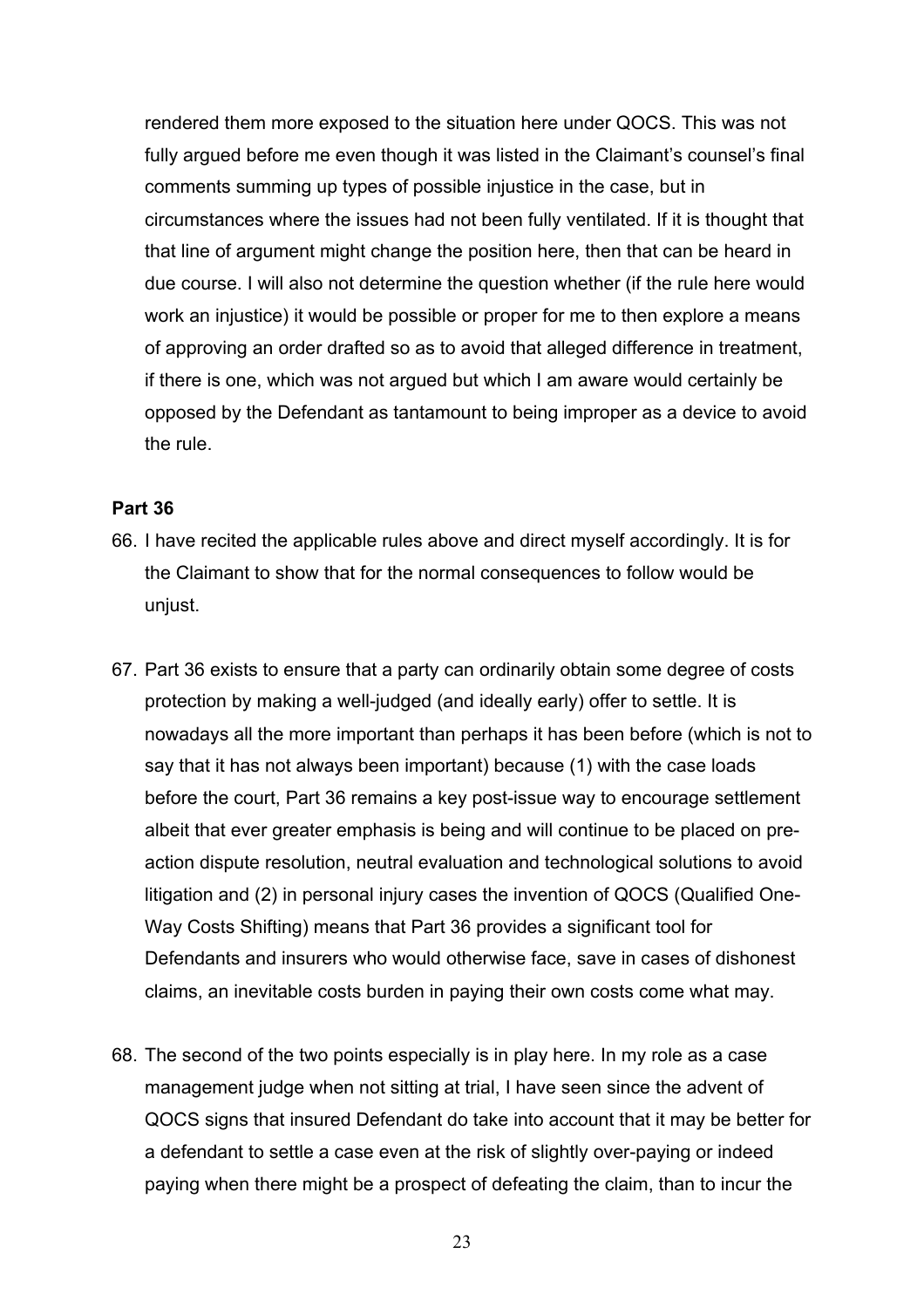rendered them more exposed to the situation here under QOCS. This was not fully argued before me even though it was listed in the Claimant's counsel's final comments summing up types of possible injustice in the case, but in circumstances where the issues had not been fully ventilated. If it is thought that that line of argument might change the position here, then that can be heard in due course. I will also not determine the question whether (if the rule here would work an injustice) it would be possible or proper for me to then explore a means of approving an order drafted so as to avoid that alleged difference in treatment, if there is one, which was not argued but which I am aware would certainly be opposed by the Defendant as tantamount to being improper as a device to avoid the rule.

**Part 36**

66. I have recited the applicable rules above and direct myself accordingly. It is for the Claimant to show that for the normal consequences to follow would be unjust.

67. Part 36 exists to ensure that a party can ordinarily obtain some degree of costs protection by making a well-judged (and ideally early) offer to settle. It is nowadays all the more important than perhaps it has been before (which is not to say that it has not always been important) because (1) with the case loads before the court, Part 36 remains a key post-issue way to encourage settlement albeit that ever greater emphasis is being and will continue to be placed on pre-action dispute resolution, neutral evaluation and technological solutions to avoid litigation and (2) in personal injury cases the invention of QOCS (Qualified One-Way Costs Shifting) means that Part 36 provides a significant tool for Defendants and insurers who would otherwise face, save in cases of dishonest claims, an inevitable costs burden in paying their own costs come what may.

68. The second of the two points especially is in play here. In my role as a case management judge when not sitting at trial, I have seen since the advent of QOCS signs that insured Defendant do take into account that it may be better for a defendant to settle a case even at the risk of slightly over-paying or indeed paying when there might be a prospect of defeating the claim, than to incur the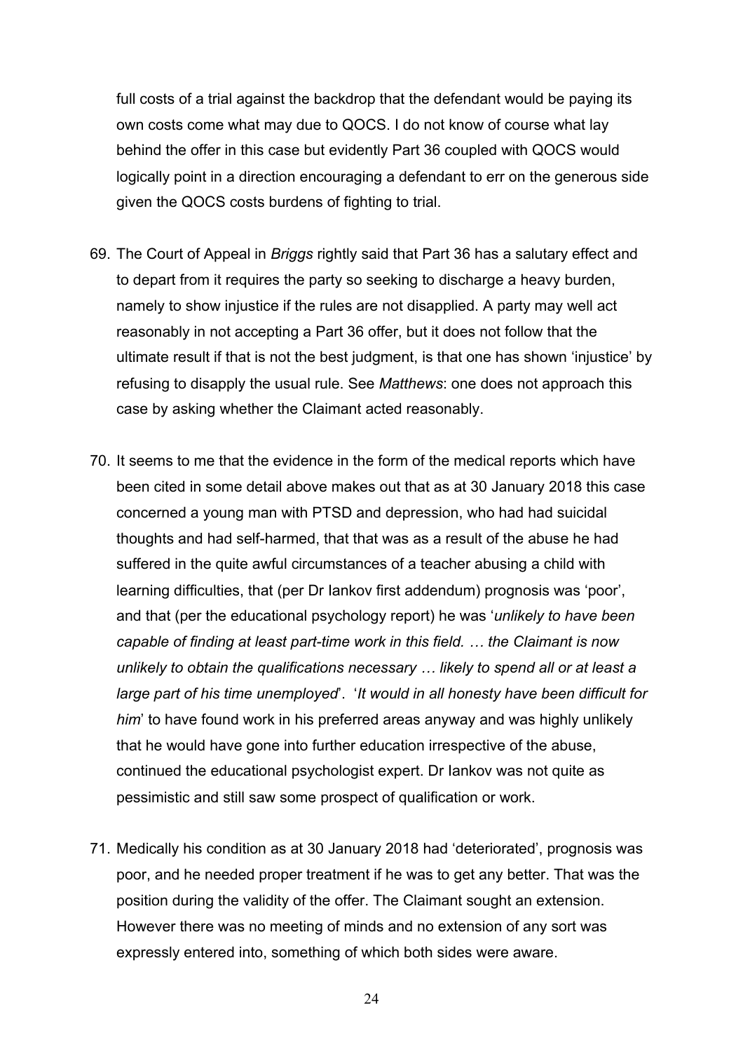full costs of a trial against the backdrop that the defendant would be paying its own costs come what may due to QOCS. I do not know of course what lay behind the offer in this case but evidently Part 36 coupled with QOCS would logically point in a direction encouraging a defendant to err on the generous side given the QOCS costs burdens of fighting to trial.

69. The Court of Appeal in *Briggs* rightly said that Part 36 has a salutary effect and to depart from it requires the party so seeking to discharge a heavy burden, namely to show injustice if the rules are not disapplied. A party may well act reasonably in not accepting a Part 36 offer, but it does not follow that the ultimate result if that is not the best judgment, is that one has shown 'injustice' by refusing to disapply the usual rule. See *Matthews*: one does not approach this case by asking whether the Claimant acted reasonably.

70. It seems to me that the evidence in the form of the medical reports which have been cited in some detail above makes out that as at 30 January 2018 this case concerned a young man with PTSD and depression, who had had suicidal thoughts and had self-harmed, that that was as a result of the abuse he had suffered in the quite awful circumstances of a teacher abusing a child with learning difficulties, that (per Dr Iankov first addendum) prognosis was 'poor', and that (per the educational psychology report) he was '*unlikely to have been capable of finding at least part-time work in this field. … the Claimant is now unlikely to obtain the qualifications necessary … likely to spend all or at least a large part of his time unemployed*'. '*It would in all honesty have been difficult for him*' to have found work in his preferred areas anyway and was highly unlikely that he would have gone into further education irrespective of the abuse, continued the educational psychologist expert. Dr Iankov was not quite as pessimistic and still saw some prospect of qualification or work.

71. Medically his condition as at 30 January 2018 had 'deteriorated', prognosis was poor, and he needed proper treatment if he was to get any better. That was the position during the validity of the offer. The Claimant sought an extension. However there was no meeting of minds and no extension of any sort was expressly entered into, something of which both sides were aware.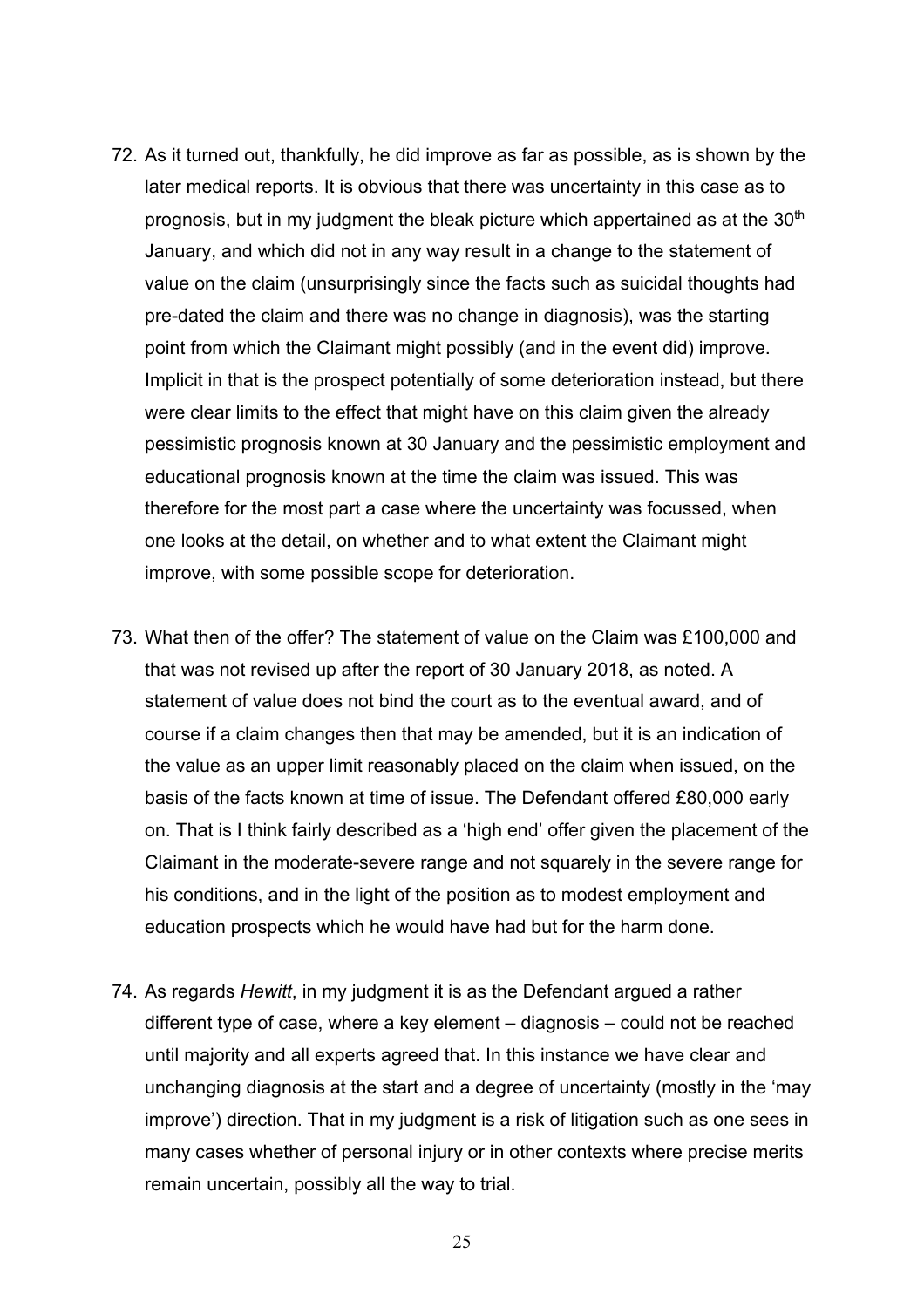72. As it turned out, thankfully, he did improve as far as possible, as is shown by the later medical reports. It is obvious that there was uncertainty in this case as to prognosis, but in my judgment the bleak picture which appertained as at the 30th January, and which did not in any way result in a change to the statement of value on the claim (unsurprisingly since the facts such as suicidal thoughts had pre-dated the claim and there was no change in diagnosis), was the starting point from which the Claimant might possibly (and in the event did) improve. Implicit in that is the prospect potentially of some deterioration instead, but there were clear limits to the effect that might have on this claim given the already pessimistic prognosis known at 30 January and the pessimistic employment and educational prognosis known at the time the claim was issued. This was therefore for the most part a case where the uncertainty was focussed, when one looks at the detail, on whether and to what extent the Claimant might improve, with some possible scope for deterioration.

73. What then of the offer? The statement of value on the Claim was £100,000 and that was not revised up after the report of 30 January 2018, as noted. A statement of value does not bind the court as to the eventual award, and of course if a claim changes then that may be amended, but it is an indication of the value as an upper limit reasonably placed on the claim when issued, on the basis of the facts known at time of issue. The Defendant offered £80,000 early on. That is I think fairly described as a 'high end' offer given the placement of the Claimant in the moderate-severe range and not squarely in the severe range for his conditions, and in the light of the position as to modest employment and education prospects which he would have had but for the harm done.

74. As regards *Hewitt*, in my judgment it is as the Defendant argued a rather different type of case, where a key element – diagnosis – could not be reached until majority and all experts agreed that. In this instance we have clear and unchanging diagnosis at the start and a degree of uncertainty (mostly in the 'may improve') direction. That in my judgment is a risk of litigation such as one sees in many cases whether of personal injury or in other contexts where precise merits remain uncertain, possibly all the way to trial.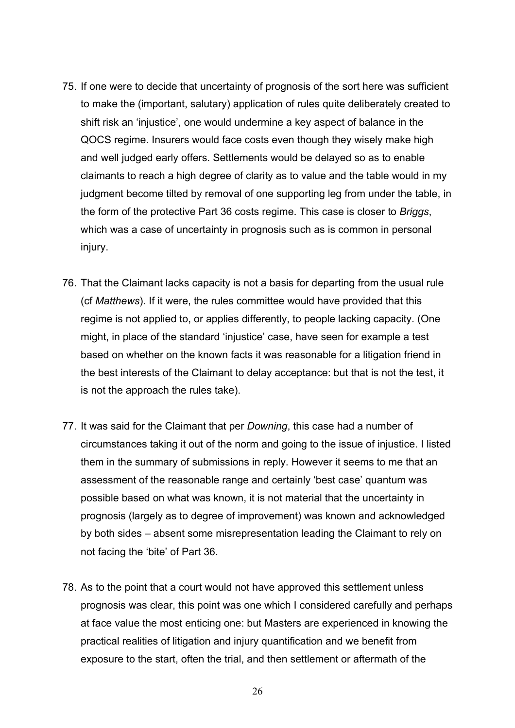75. If one were to decide that uncertainty of prognosis of the sort here was sufficient to make the (important, salutary) application of rules quite deliberately created to shift risk an 'injustice', one would undermine a key aspect of balance in the QOCS regime. Insurers would face costs even though they wisely make high and well judged early offers. Settlements would be delayed so as to enable claimants to reach a high degree of clarity as to value and the table would in my judgment become tilted by removal of one supporting leg from under the table, in the form of the protective Part 36 costs regime. This case is closer to *Briggs*, which was a case of uncertainty in prognosis such as is common in personal injury.

76. That the Claimant lacks capacity is not a basis for departing from the usual rule (cf *Matthews*). If it were, the rules committee would have provided that this regime is not applied to, or applies differently, to people lacking capacity. (One might, in place of the standard 'injustice' case, have seen for example a test based on whether on the known facts it was reasonable for a litigation friend in the best interests of the Claimant to delay acceptance: but that is not the test, it is not the approach the rules take).

77. It was said for the Claimant that per *Downing*, this case had a number of circumstances taking it out of the norm and going to the issue of injustice. I listed them in the summary of submissions in reply. However it seems to me that an assessment of the reasonable range and certainly 'best case' quantum was possible based on what was known, it is not material that the uncertainty in prognosis (largely as to degree of improvement) was known and acknowledged by both sides – absent some misrepresentation leading the Claimant to rely on not facing the 'bite' of Part 36.

78. As to the point that a court would not have approved this settlement unless prognosis was clear, this point was one which I considered carefully and perhaps at face value the most enticing one: but Masters are experienced in knowing the practical realities of litigation and injury quantification and we benefit from exposure to the start, often the trial, and then settlement or aftermath of the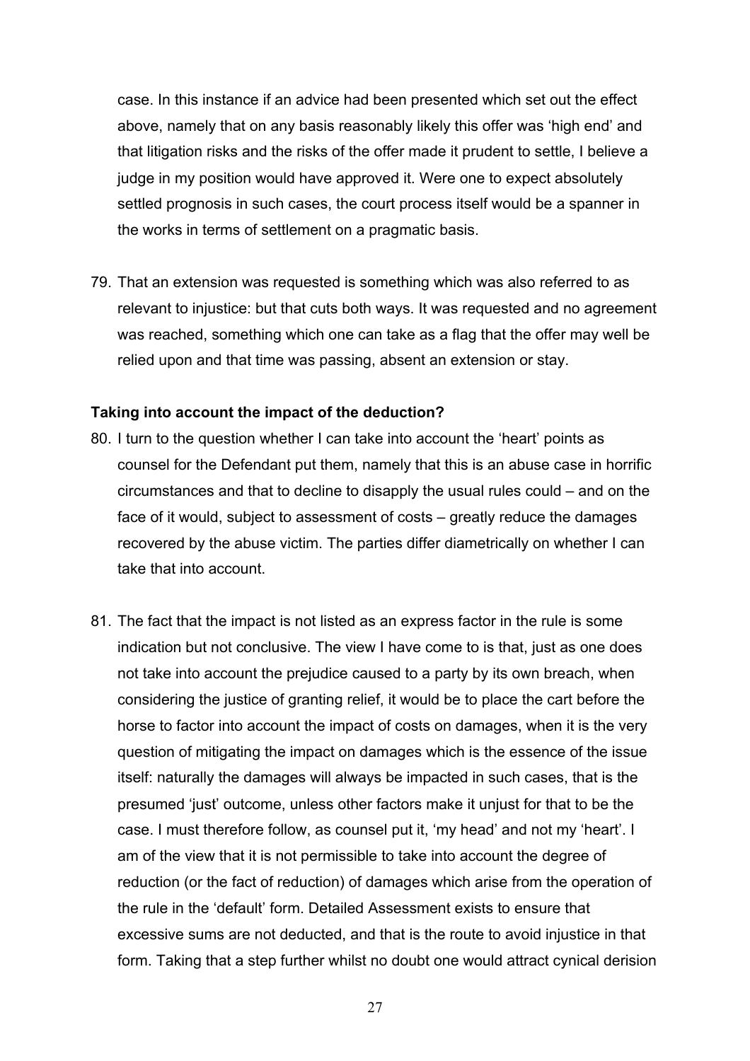case. In this instance if an advice had been presented which set out the effect above, namely that on any basis reasonably likely this offer was 'high end' and that litigation risks and the risks of the offer made it prudent to settle, I believe a judge in my position would have approved it. Were one to expect absolutely settled prognosis in such cases, the court process itself would be a spanner in the works in terms of settlement on a pragmatic basis.

79. That an extension was requested is something which was also referred to as relevant to injustice: but that cuts both ways. It was requested and no agreement was reached, something which one can take as a flag that the offer may well be relied upon and that time was passing, absent an extension or stay.

**Taking into account the impact of the deduction?**

80. I turn to the question whether I can take into account the 'heart' points as counsel for the Defendant put them, namely that this is an abuse case in horrific circumstances and that to decline to disapply the usual rules could – and on the face of it would, subject to assessment of costs – greatly reduce the damages recovered by the abuse victim. The parties differ diametrically on whether I can take that into account.

81. The fact that the impact is not listed as an express factor in the rule is some indication but not conclusive. The view I have come to is that, just as one does not take into account the prejudice caused to a party by its own breach, when considering the justice of granting relief, it would be to place the cart before the horse to factor into account the impact of costs on damages, when it is the very question of mitigating the impact on damages which is the essence of the issue itself: naturally the damages will always be impacted in such cases, that is the presumed 'just' outcome, unless other factors make it unjust for that to be the case. I must therefore follow, as counsel put it, 'my head' and not my 'heart'. I am of the view that it is not permissible to take into account the degree of reduction (or the fact of reduction) of damages which arise from the operation of the rule in the 'default' form. Detailed Assessment exists to ensure that excessive sums are not deducted, and that is the route to avoid injustice in that form. Taking that a step further whilst no doubt one would attract cynical derision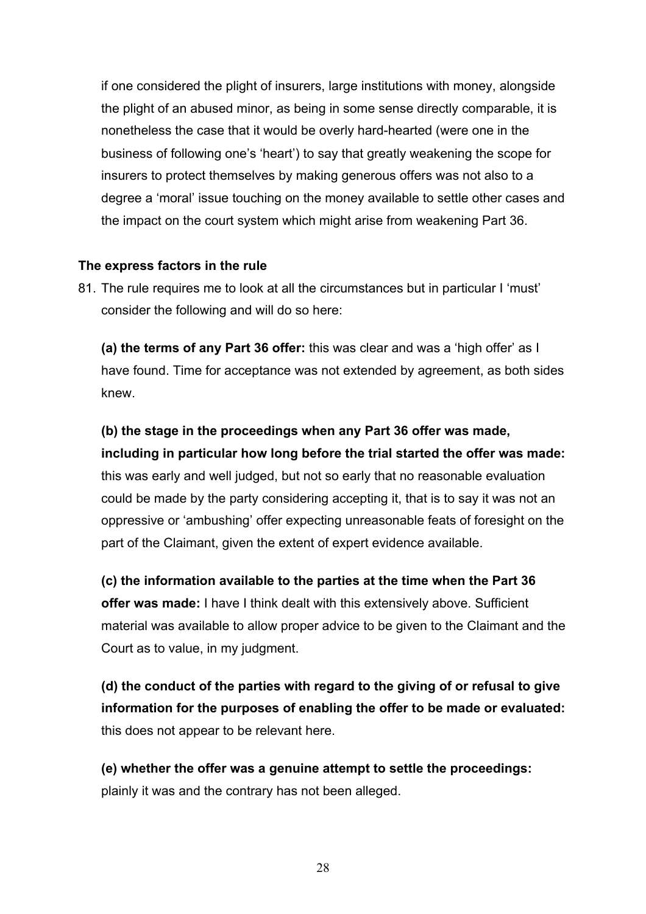if one considered the plight of insurers, large institutions with money, alongside the plight of an abused minor, as being in some sense directly comparable, it is nonetheless the case that it would be overly hard-hearted (were one in the business of following one's 'heart') to say that greatly weakening the scope for insurers to protect themselves by making generous offers was not also to a degree a 'moral' issue touching on the money available to settle other cases and the impact on the court system which might arise from weakening Part 36.

**The express factors in the rule**

81. The rule requires me to look at all the circumstances but in particular I 'must' consider the following and will do so here:

    **(a) the terms of any Part 36 offer:** this was clear and was a 'high offer' as I have found. Time for acceptance was not extended by agreement, as both sides knew.

    **(b) the stage in the proceedings when any Part 36 offer was made, including in particular how long before the trial started the offer was made:** this was early and well judged, but not so early that no reasonable evaluation could be made by the party considering accepting it, that is to say it was not an oppressive or 'ambushing' offer expecting unreasonable feats of foresight on the part of the Claimant, given the extent of expert evidence available.

    **(c) the information available to the parties at the time when the Part 36 offer was made:** I have I think dealt with this extensively above. Sufficient material was available to allow proper advice to be given to the Claimant and the Court as to value, in my judgment.

    **(d) the conduct of the parties with regard to the giving of or refusal to give information for the purposes of enabling the offer to be made or evaluated:** this does not appear to be relevant here.

    **(e) whether the offer was a genuine attempt to settle the proceedings:** plainly it was and the contrary has not been alleged.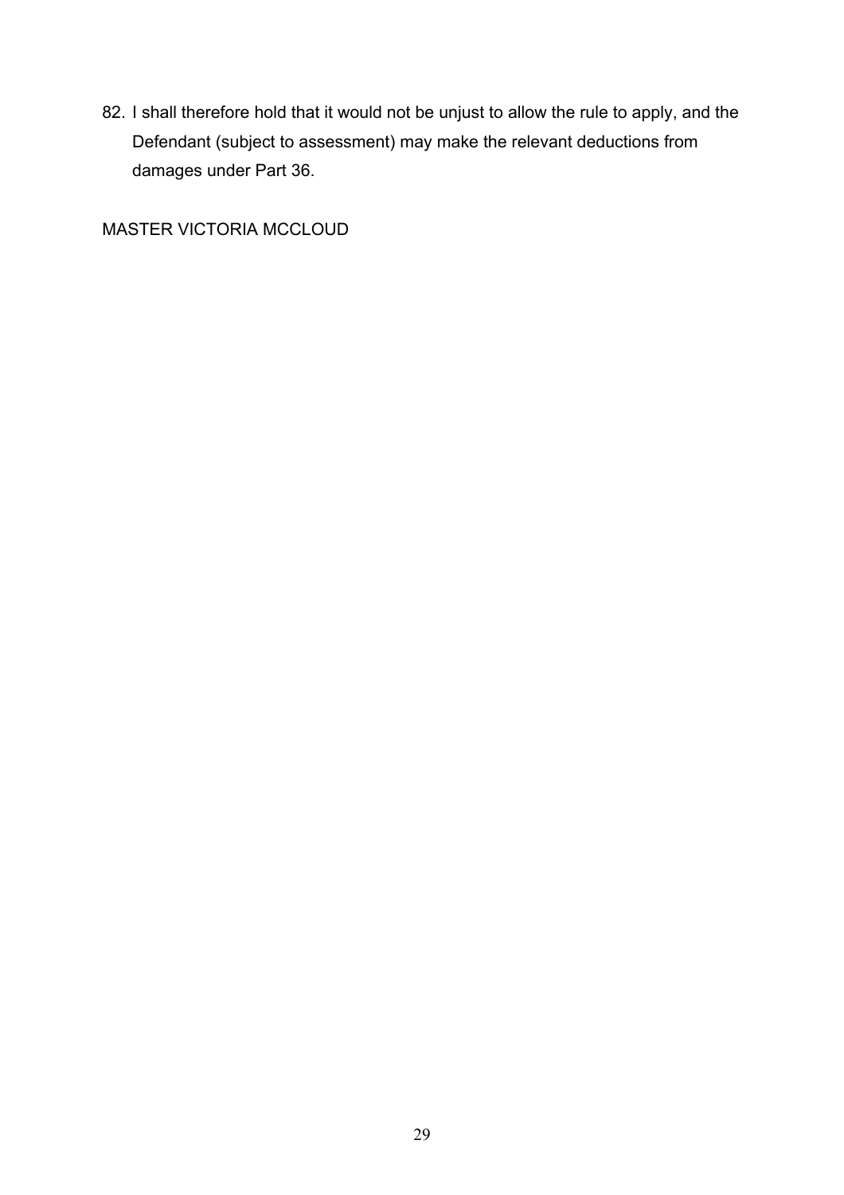82. I shall therefore hold that it would not be unjust to allow the rule to apply, and the Defendant (subject to assessment) may make the relevant deductions from damages under Part 36.

MASTER VICTORIA MCCLOUD